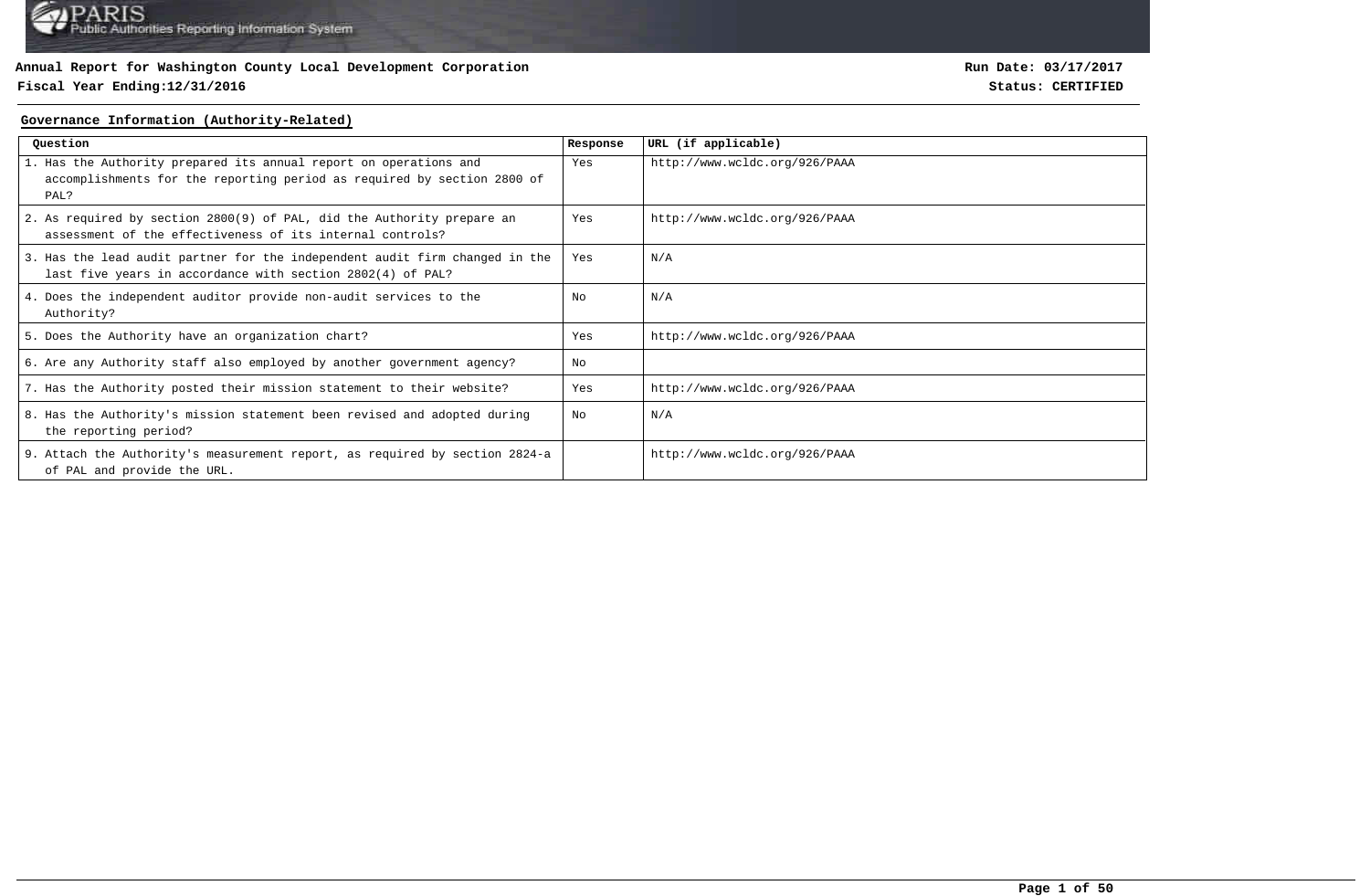**Annual Report for Washington County Local Development Corporation**

**Fiscal Year Ending:12/31/2016**

**Run Date: 03/17/2017**

**Status: CERTIFIED**

## Governance Information (Authority-Related)

| Question | Response | URL (if applicable) |
|---|---|---|
| 1. Has the Authority prepared its annual report on operations and accomplishments for the reporting period as required by section 2800 of PAL? | Yes | http://www.wcldc.org/926/PAAA |
| 2. As required by section 2800(9) of PAL, did the Authority prepare an assessment of the effectiveness of its internal controls? | Yes | http://www.wcldc.org/926/PAAA |
| 3. Has the lead audit partner for the independent audit firm changed in the last five years in accordance with section 2802(4) of PAL? | Yes | N/A |
| 4. Does the independent auditor provide non-audit services to the Authority? | No | N/A |
| 5. Does the Authority have an organization chart? | Yes | http://www.wcldc.org/926/PAAA |
| 6. Are any Authority staff also employed by another government agency? | No | |
| 7. Has the Authority posted their mission statement to their website? | Yes | http://www.wcldc.org/926/PAAA |
| 8. Has the Authority's mission statement been revised and adopted during the reporting period? | No | N/A |
| 9. Attach the Authority's measurement report, as required by section 2824-a of PAL and provide the URL. | | http://www.wcldc.org/926/PAAA |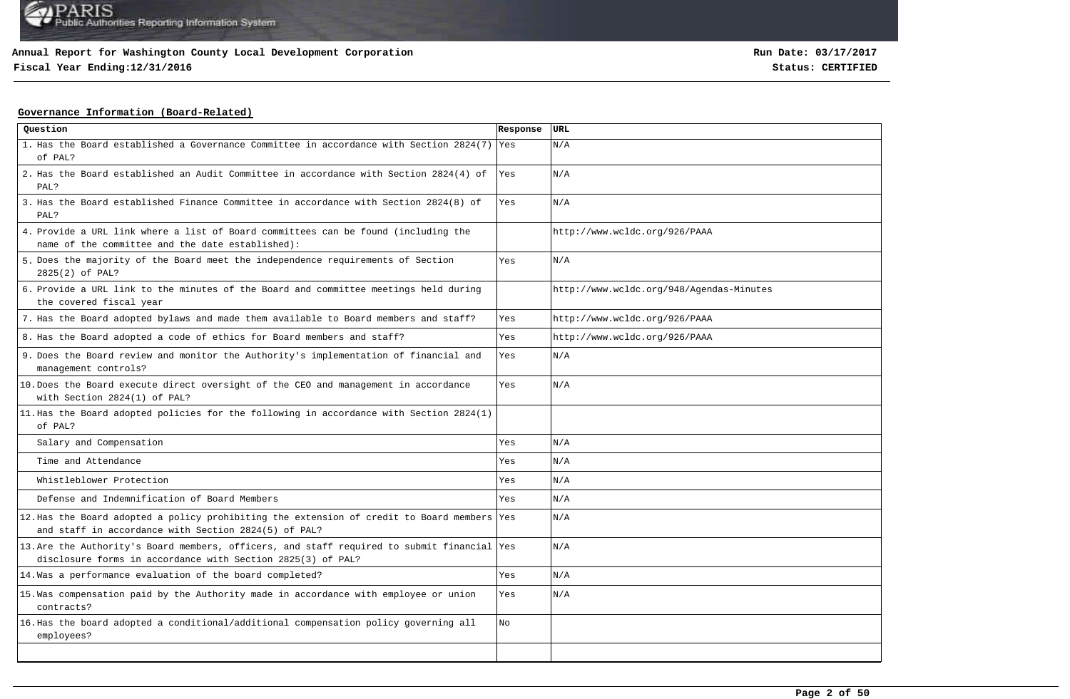**Annual Report for Washington County Local Development Corporation**

**Fiscal Year Ending:12/31/2016**

**Run Date: 03/17/2017**

**Status: CERTIFIED**

## Governance Information (Board-Related)

| Question | Response | URL |
|---|---|---|
| 1. Has the Board established a Governance Committee in accordance with Section 2824(7) of PAL? | Yes | N/A |
| 2. Has the Board established an Audit Committee in accordance with Section 2824(4) of PAL? | Yes | N/A |
| 3. Has the Board established Finance Committee in accordance with Section 2824(8) of PAL? | Yes | N/A |
| 4. Provide a URL link where a list of Board committees can be found (including the name of the committee and the date established): | | http://www.wcldc.org/926/PAAA |
| 5. Does the majority of the Board meet the independence requirements of Section 2825(2) of PAL? | Yes | N/A |
| 6. Provide a URL link to the minutes of the Board and committee meetings held during the covered fiscal year | | http://www.wcldc.org/948/Agendas-Minutes |
| 7. Has the Board adopted bylaws and made them available to Board members and staff? | Yes | http://www.wcldc.org/926/PAAA |
| 8. Has the Board adopted a code of ethics for Board members and staff? | Yes | http://www.wcldc.org/926/PAAA |
| 9. Does the Board review and monitor the Authority's implementation of financial and management controls? | Yes | N/A |
| 10. Does the Board execute direct oversight of the CEO and management in accordance with Section 2824(1) of PAL? | Yes | N/A |
| 11. Has the Board adopted policies for the following in accordance with Section 2824(1) of PAL? | | |
| Salary and Compensation | Yes | N/A |
| Time and Attendance | Yes | N/A |
| Whistleblower Protection | Yes | N/A |
| Defense and Indemnification of Board Members | Yes | N/A |
| 12. Has the Board adopted a policy prohibiting the extension of credit to Board members and staff in accordance with Section 2824(5) of PAL? | Yes | N/A |
| 13. Are the Authority's Board members, officers, and staff required to submit financial disclosure forms in accordance with Section 2825(3) of PAL? | Yes | N/A |
| 14. Was a performance evaluation of the board completed? | Yes | N/A |
| 15. Was compensation paid by the Authority made in accordance with employee or union contracts? | Yes | N/A |
| 16. Has the board adopted a conditional/additional compensation policy governing all employees? | No | |
| | | |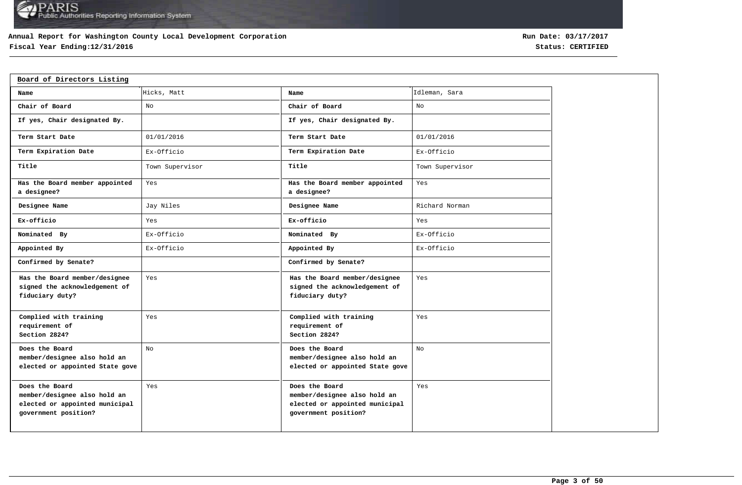**Annual Report for Washington County Local Development Corporation**
**Fiscal Year Ending:12/31/2016**

**Run Date: 03/17/2017**
**Status: CERTIFIED**

## Board of Directors Listing

| Name | Hicks, Matt | Name | Idleman, Sara |
|---|---|---|---|
| Chair of Board | No | Chair of Board | No |
| If yes, Chair designated By. | | If yes, Chair designated By. | |
| Term Start Date | 01/01/2016 | Term Start Date | 01/01/2016 |
| Term Expiration Date | Ex-Officio | Term Expiration Date | Ex-Officio |
| Title | Town Supervisor | Title | Town Supervisor |
| Has the Board member appointed a designee? | Yes | Has the Board member appointed a designee? | Yes |
| Designee Name | Jay Niles | Designee Name | Richard Norman |
| Ex-officio | Yes | Ex-officio | Yes |
| Nominated By | Ex-Officio | Nominated By | Ex-Officio |
| Appointed By | Ex-Officio | Appointed By | Ex-Officio |
| Confirmed by Senate? | | Confirmed by Senate? | |
| Has the Board member/designee signed the acknowledgement of fiduciary duty? | Yes | Has the Board member/designee signed the acknowledgement of fiduciary duty? | Yes |
| Complied with training requirement of Section 2824? | Yes | Complied with training requirement of Section 2824? | Yes |
| Does the Board member/designee also hold an elected or appointed State gove | No | Does the Board member/designee also hold an elected or appointed State gove | No |
| Does the Board member/designee also hold an elected or appointed municipal government position? | Yes | Does the Board member/designee also hold an elected or appointed municipal government position? | Yes |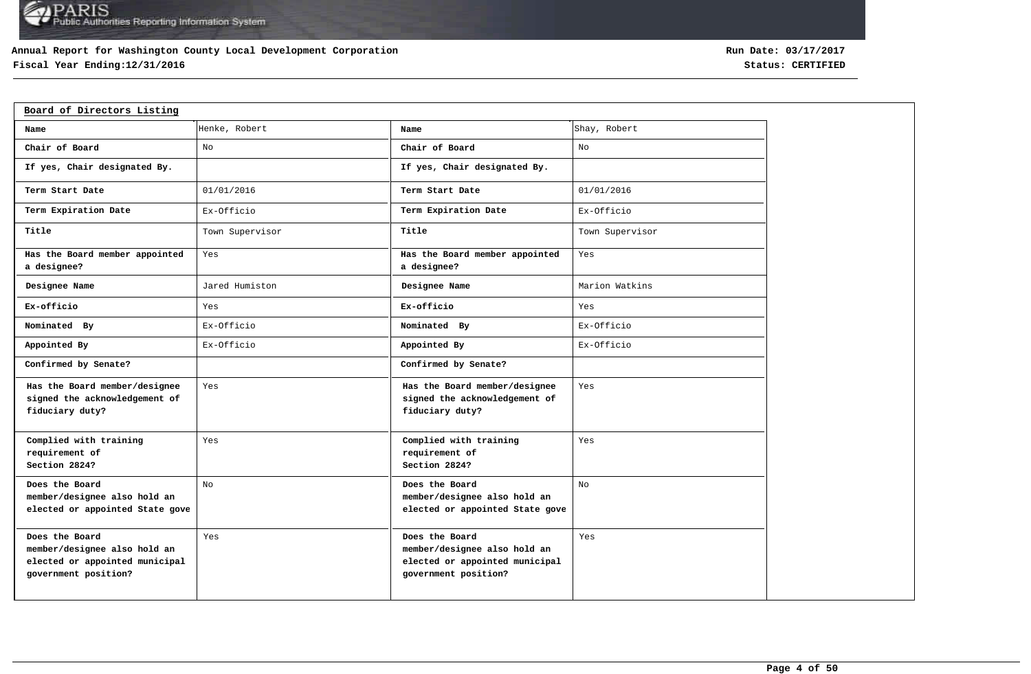**Annual Report for Washington County Local Development Corporation**
**Fiscal Year Ending:12/31/2016**

**Run Date: 03/17/2017**
**Status: CERTIFIED**

## Board of Directors Listing

| Name | Henke, Robert | Name | Shay, Robert |
|---|---|---|---|
| Chair of Board | No | Chair of Board | No |
| If yes, Chair designated By. | | If yes, Chair designated By. | |
| Term Start Date | 01/01/2016 | Term Start Date | 01/01/2016 |
| Term Expiration Date | Ex-Officio | Term Expiration Date | Ex-Officio |
| Title | Town Supervisor | Title | Town Supervisor |
| Has the Board member appointed a designee? | Yes | Has the Board member appointed a designee? | Yes |
| Designee Name | Jared Humiston | Designee Name | Marion Watkins |
| Ex-officio | Yes | Ex-officio | Yes |
| Nominated By | Ex-Officio | Nominated By | Ex-Officio |
| Appointed By | Ex-Officio | Appointed By | Ex-Officio |
| Confirmed by Senate? | | Confirmed by Senate? | |
| Has the Board member/designee signed the acknowledgement of fiduciary duty? | Yes | Has the Board member/designee signed the acknowledgement of fiduciary duty? | Yes |
| Complied with training requirement of Section 2824? | Yes | Complied with training requirement of Section 2824? | Yes |
| Does the Board member/designee also hold an elected or appointed State gove | No | Does the Board member/designee also hold an elected or appointed State gove | No |
| Does the Board member/designee also hold an elected or appointed municipal government position? | Yes | Does the Board member/designee also hold an elected or appointed municipal government position? | Yes |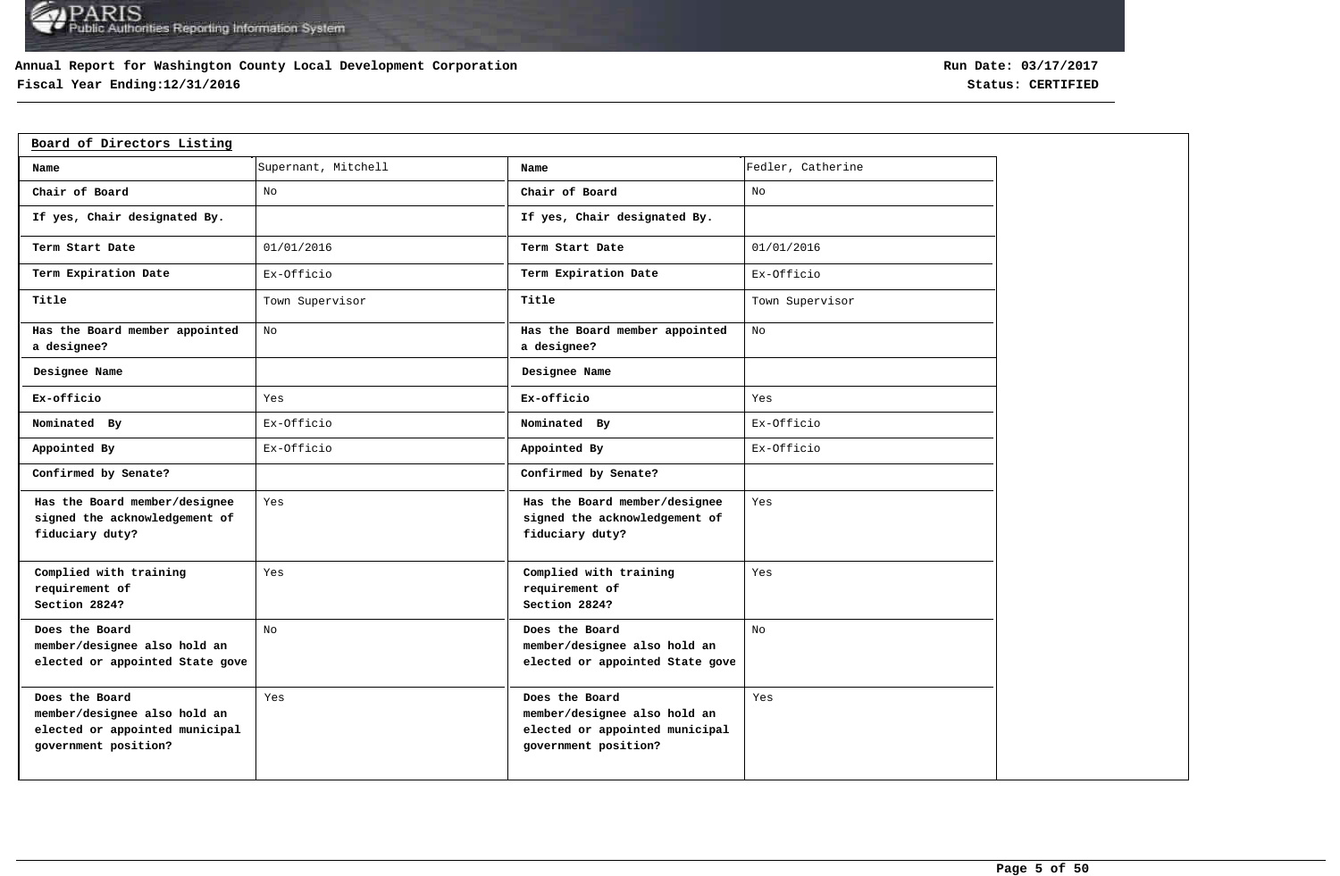**Annual Report for Washington County Local Development Corporation**
**Fiscal Year Ending:12/31/2016**

**Run Date: 03/17/2017**
**Status: CERTIFIED**

## Board of Directors Listing

| Name | Supernant, Mitchell | Name | Fedler, Catherine |
|---|---|---|---|
| Chair of Board | No | Chair of Board | No |
| If yes, Chair designated By. | | If yes, Chair designated By. | |
| Term Start Date | 01/01/2016 | Term Start Date | 01/01/2016 |
| Term Expiration Date | Ex-Officio | Term Expiration Date | Ex-Officio |
| Title | Town Supervisor | Title | Town Supervisor |
| Has the Board member appointed a designee? | No | Has the Board member appointed a designee? | No |
| Designee Name | | Designee Name | |
| Ex-officio | Yes | Ex-officio | Yes |
| Nominated By | Ex-Officio | Nominated By | Ex-Officio |
| Appointed By | Ex-Officio | Appointed By | Ex-Officio |
| Confirmed by Senate? | | Confirmed by Senate? | |
| Has the Board member/designee signed the acknowledgement of fiduciary duty? | Yes | Has the Board member/designee signed the acknowledgement of fiduciary duty? | Yes |
| Complied with training requirement of Section 2824? | Yes | Complied with training requirement of Section 2824? | Yes |
| Does the Board member/designee also hold an elected or appointed State gove | No | Does the Board member/designee also hold an elected or appointed State gove | No |
| Does the Board member/designee also hold an elected or appointed municipal government position? | Yes | Does the Board member/designee also hold an elected or appointed municipal government position? | Yes |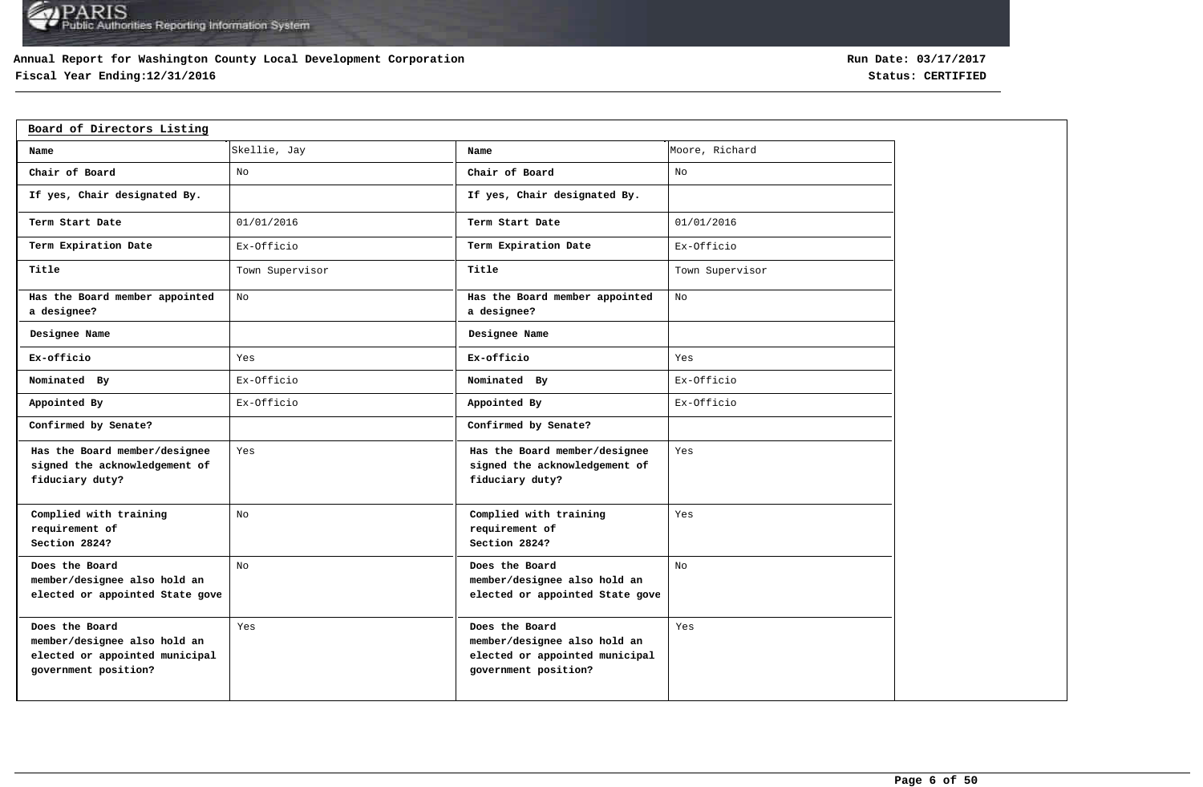**Annual Report for Washington County Local Development Corporation**

**Fiscal Year Ending:12/31/2016**

**Run Date: 03/17/2017**

**Status: CERTIFIED**

**Board of Directors Listing**

| Name | Skellie, Jay | Name | Moore, Richard |
|---|---|---|---|
| Chair of Board | No | Chair of Board | No |
| If yes, Chair designated By. | | If yes, Chair designated By. | |
| Term Start Date | 01/01/2016 | Term Start Date | 01/01/2016 |
| Term Expiration Date | Ex-Officio | Term Expiration Date | Ex-Officio |
| Title | Town Supervisor | Title | Town Supervisor |
| Has the Board member appointed a designee? | No | Has the Board member appointed a designee? | No |
| Designee Name | | Designee Name | |
| Ex-officio | Yes | Ex-officio | Yes |
| Nominated By | Ex-Officio | Nominated By | Ex-Officio |
| Appointed By | Ex-Officio | Appointed By | Ex-Officio |
| Confirmed by Senate? | | Confirmed by Senate? | |
| Has the Board member/designee signed the acknowledgement of fiduciary duty? | Yes | Has the Board member/designee signed the acknowledgement of fiduciary duty? | Yes |
| Complied with training requirement of Section 2824? | No | Complied with training requirement of Section 2824? | Yes |
| Does the Board member/designee also hold an elected or appointed State gove | No | Does the Board member/designee also hold an elected or appointed State gove | No |
| Does the Board member/designee also hold an elected or appointed municipal government position? | Yes | Does the Board member/designee also hold an elected or appointed municipal government position? | Yes |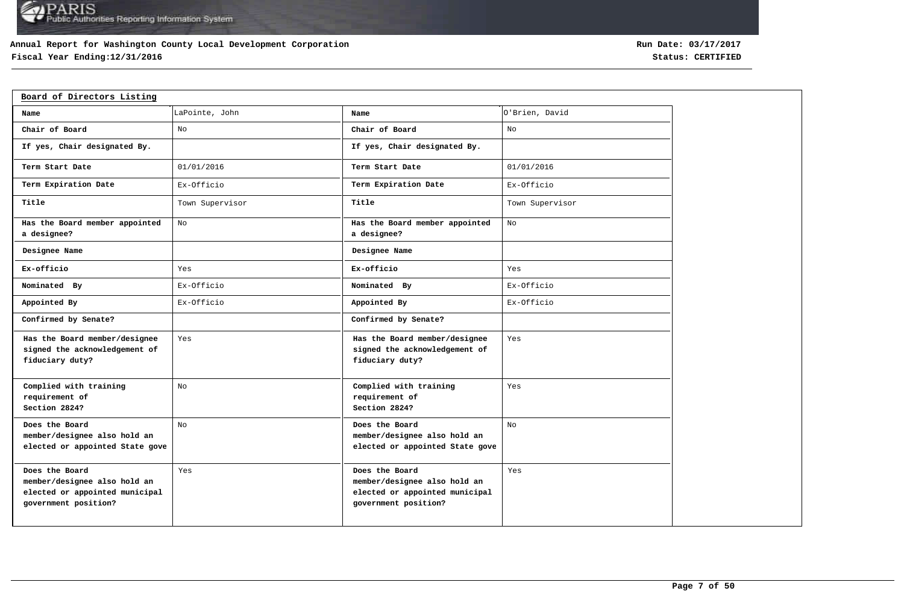**Annual Report for Washington County Local Development Corporation**

**Fiscal Year Ending:12/31/2016**

**Run Date: 03/17/2017**

**Status: CERTIFIED**

**Board of Directors Listing**

| Name | LaPointe, John | Name | O'Brien, David |
|---|---|---|---|
| Chair of Board | No | Chair of Board | No |
| If yes, Chair designated By. | | If yes, Chair designated By. | |
| Term Start Date | 01/01/2016 | Term Start Date | 01/01/2016 |
| Term Expiration Date | Ex-Officio | Term Expiration Date | Ex-Officio |
| Title | Town Supervisor | Title | Town Supervisor |
| Has the Board member appointed a designee? | No | Has the Board member appointed a designee? | No |
| Designee Name | | Designee Name | |
| Ex-officio | Yes | Ex-officio | Yes |
| Nominated By | Ex-Officio | Nominated By | Ex-Officio |
| Appointed By | Ex-Officio | Appointed By | Ex-Officio |
| Confirmed by Senate? | | Confirmed by Senate? | |
| Has the Board member/designee signed the acknowledgement of fiduciary duty? | Yes | Has the Board member/designee signed the acknowledgement of fiduciary duty? | Yes |
| Complied with training requirement of Section 2824? | No | Complied with training requirement of Section 2824? | Yes |
| Does the Board member/designee also hold an elected or appointed State gove | No | Does the Board member/designee also hold an elected or appointed State gove | No |
| Does the Board member/designee also hold an elected or appointed municipal government position? | Yes | Does the Board member/designee also hold an elected or appointed municipal government position? | Yes |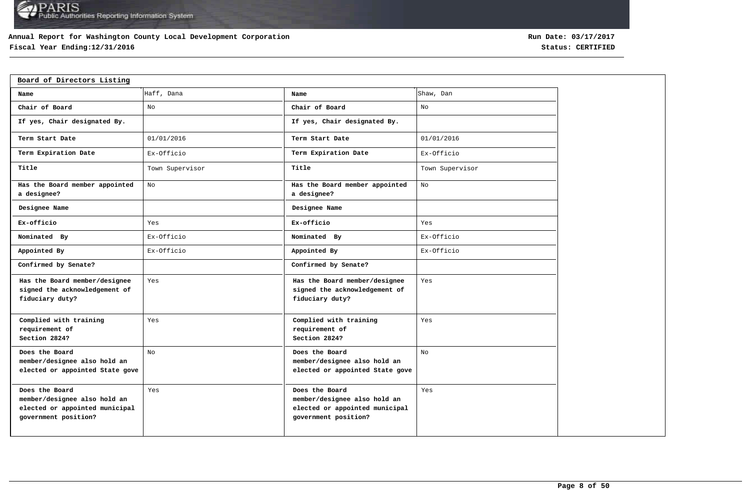**Annual Report for Washington County Local Development Corporation**
**Fiscal Year Ending:12/31/2016**

**Run Date: 03/17/2017**
**Status: CERTIFIED**

## Board of Directors Listing

| Name | Haff, Dana | Name | Shaw, Dan |
|---|---|---|---|
| **Chair of Board** | No | **Chair of Board** | No |
| **If yes, Chair designated By.** | | **If yes, Chair designated By.** | |
| **Term Start Date** | 01/01/2016 | **Term Start Date** | 01/01/2016 |
| **Term Expiration Date** | Ex-Officio | **Term Expiration Date** | Ex-Officio |
| **Title** | Town Supervisor | **Title** | Town Supervisor |
| **Has the Board member appointed a designee?** | No | **Has the Board member appointed a designee?** | No |
| **Designee Name** | | **Designee Name** | |
| **Ex-officio** | Yes | **Ex-officio** | Yes |
| **Nominated By** | Ex-Officio | **Nominated By** | Ex-Officio |
| **Appointed By** | Ex-Officio | **Appointed By** | Ex-Officio |
| **Confirmed by Senate?** | | **Confirmed by Senate?** | |
| **Has the Board member/designee signed the acknowledgement of fiduciary duty?** | Yes | **Has the Board member/designee signed the acknowledgement of fiduciary duty?** | Yes |
| **Complied with training requirement of Section 2824?** | Yes | **Complied with training requirement of Section 2824?** | Yes |
| **Does the Board member/designee also hold an elected or appointed State gove** | No | **Does the Board member/designee also hold an elected or appointed State gove** | No |
| **Does the Board member/designee also hold an elected or appointed municipal government position?** | Yes | **Does the Board member/designee also hold an elected or appointed municipal government position?** | Yes |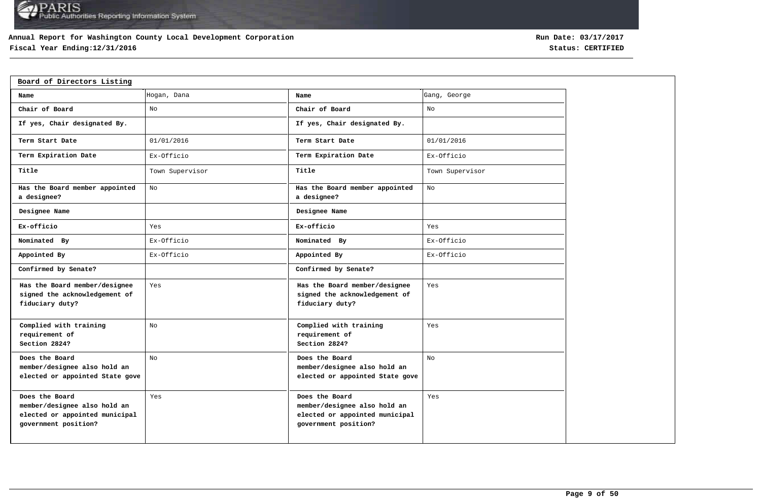**Annual Report for Washington County Local Development Corporation**
**Fiscal Year Ending:12/31/2016**

**Run Date: 03/17/2017**
**Status: CERTIFIED**

## Board of Directors Listing

| Name | Hogan, Dana | Name | Gang, George |
|---|---|---|---|
| Chair of Board | No | Chair of Board | No |
| If yes, Chair designated By. | | If yes, Chair designated By. | |
| Term Start Date | 01/01/2016 | Term Start Date | 01/01/2016 |
| Term Expiration Date | Ex-Officio | Term Expiration Date | Ex-Officio |
| Title | Town Supervisor | Title | Town Supervisor |
| Has the Board member appointed a designee? | No | Has the Board member appointed a designee? | No |
| Designee Name | | Designee Name | |
| Ex-officio | Yes | Ex-officio | Yes |
| Nominated By | Ex-Officio | Nominated By | Ex-Officio |
| Appointed By | Ex-Officio | Appointed By | Ex-Officio |
| Confirmed by Senate? | | Confirmed by Senate? | |
| Has the Board member/designee signed the acknowledgement of fiduciary duty? | Yes | Has the Board member/designee signed the acknowledgement of fiduciary duty? | Yes |
| Complied with training requirement of Section 2824? | No | Complied with training requirement of Section 2824? | Yes |
| Does the Board member/designee also hold an elected or appointed State gove | No | Does the Board member/designee also hold an elected or appointed State gove | No |
| Does the Board member/designee also hold an elected or appointed municipal government position? | Yes | Does the Board member/designee also hold an elected or appointed municipal government position? | Yes |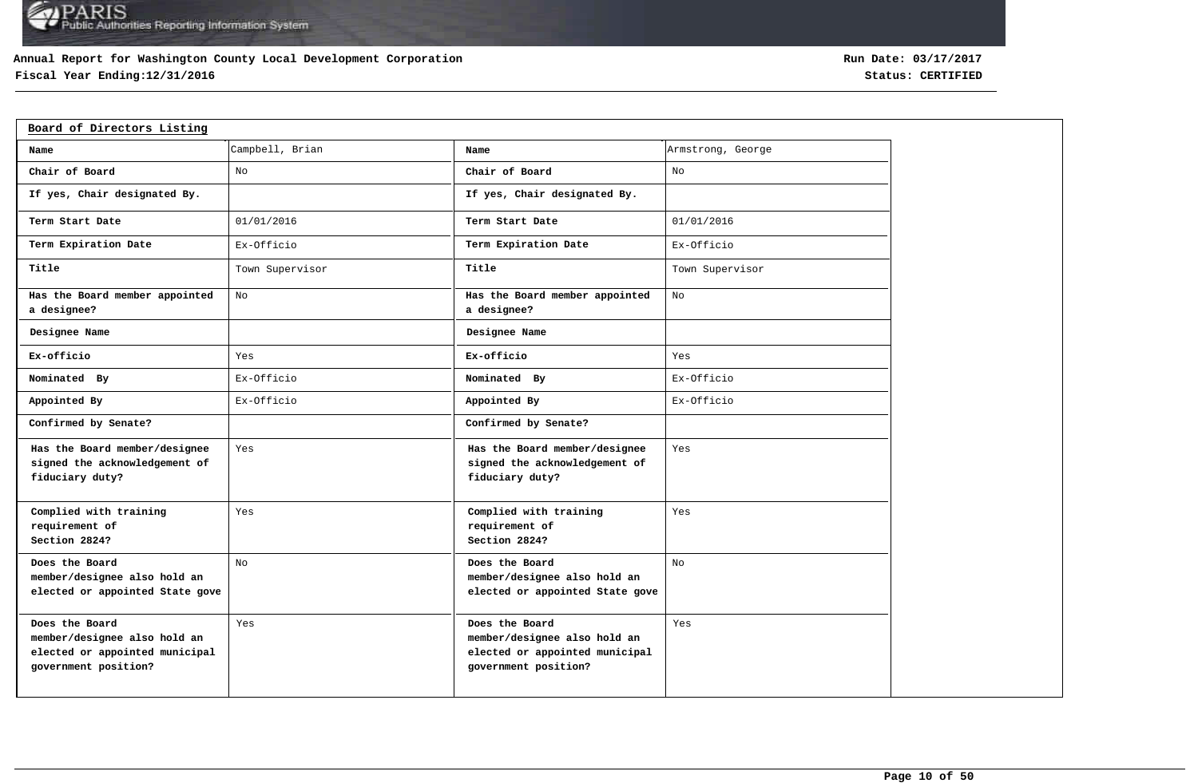**Annual Report for Washington County Local Development Corporation**
**Fiscal Year Ending:12/31/2016**

**Run Date: 03/17/2017**
**Status: CERTIFIED**

## Board of Directors Listing

| Name | Campbell, Brian | Name | Armstrong, George |
|---|---|---|---|
| Chair of Board | No | Chair of Board | No |
| If yes, Chair designated By. | | If yes, Chair designated By. | |
| Term Start Date | 01/01/2016 | Term Start Date | 01/01/2016 |
| Term Expiration Date | Ex-Officio | Term Expiration Date | Ex-Officio |
| Title | Town Supervisor | Title | Town Supervisor |
| Has the Board member appointed a designee? | No | Has the Board member appointed a designee? | No |
| Designee Name | | Designee Name | |
| Ex-officio | Yes | Ex-officio | Yes |
| Nominated By | Ex-Officio | Nominated By | Ex-Officio |
| Appointed By | Ex-Officio | Appointed By | Ex-Officio |
| Confirmed by Senate? | | Confirmed by Senate? | |
| Has the Board member/designee signed the acknowledgement of fiduciary duty? | Yes | Has the Board member/designee signed the acknowledgement of fiduciary duty? | Yes |
| Complied with training requirement of Section 2824? | Yes | Complied with training requirement of Section 2824? | Yes |
| Does the Board member/designee also hold an elected or appointed State gove | No | Does the Board member/designee also hold an elected or appointed State gove | No |
| Does the Board member/designee also hold an elected or appointed municipal government position? | Yes | Does the Board member/designee also hold an elected or appointed municipal government position? | Yes |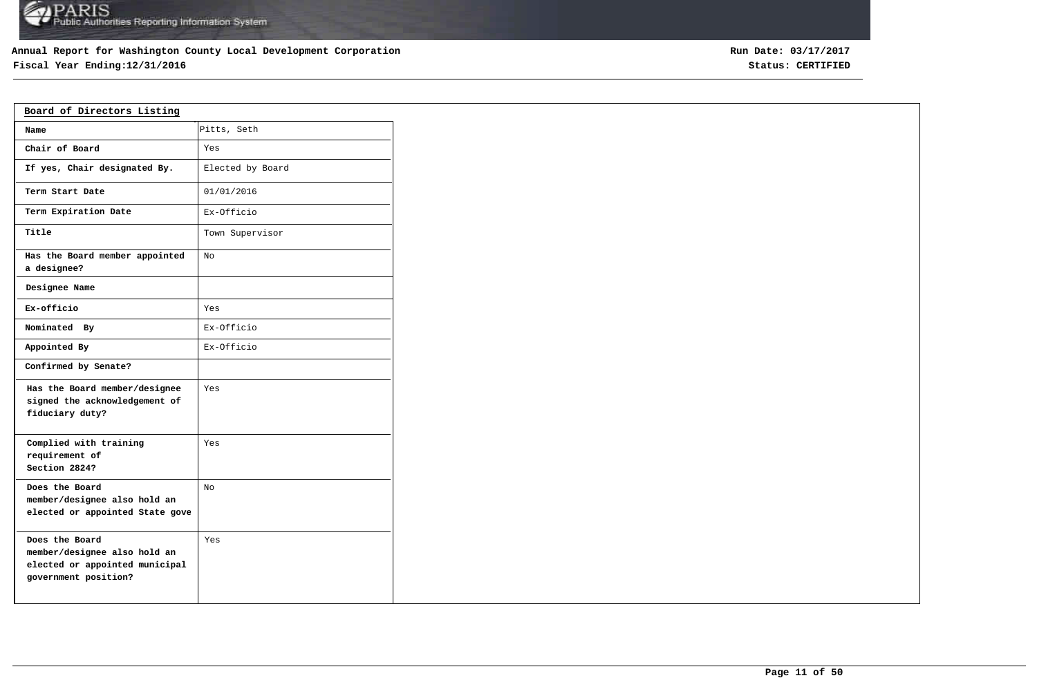**Annual Report for Washington County Local Development Corporation**
**Fiscal Year Ending:12/31/2016**

**Run Date: 03/17/2017**
**Status: CERTIFIED**

## Board of Directors Listing

| Name | Pitts, Seth |
|---|---|
| Chair of Board | Yes |
| If yes, Chair designated By. | Elected by Board |
| Term Start Date | 01/01/2016 |
| Term Expiration Date | Ex-Officio |
| Title | Town Supervisor |
| Has the Board member appointed a designee? | No |
| Designee Name | |
| Ex-officio | Yes |
| Nominated By | Ex-Officio |
| Appointed By | Ex-Officio |
| Confirmed by Senate? | |
| Has the Board member/designee signed the acknowledgement of fiduciary duty? | Yes |
| Complied with training requirement of Section 2824? | Yes |
| Does the Board member/designee also hold an elected or appointed State gove | No |
| Does the Board member/designee also hold an elected or appointed municipal government position? | Yes |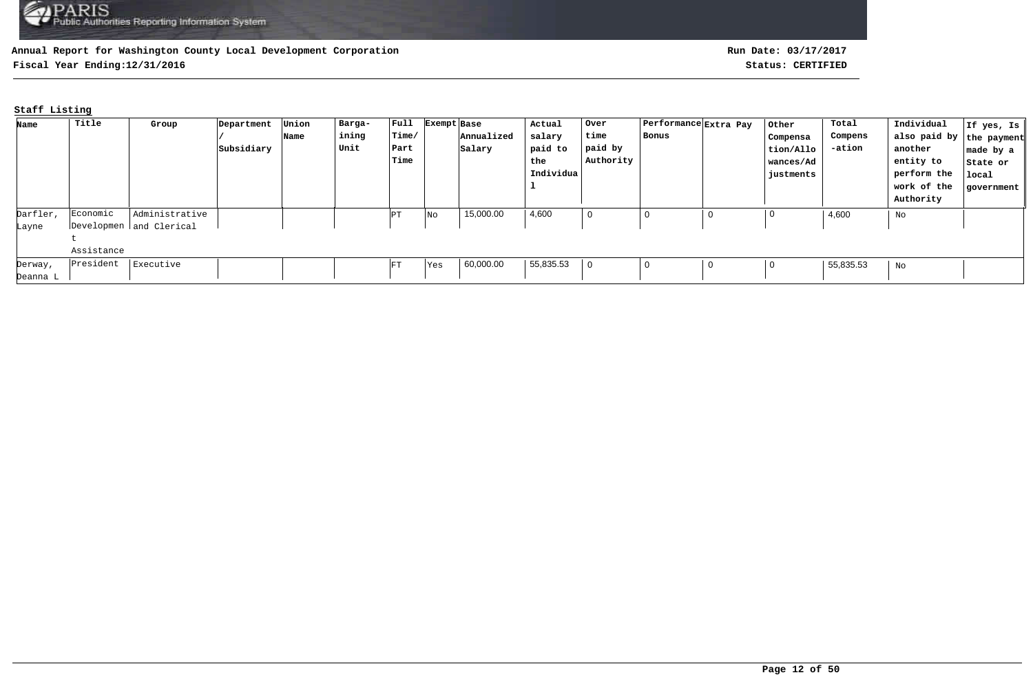**Annual Report for Washington County Local Development Corporation**

**Fiscal Year Ending:12/31/2016**

**Run Date: 03/17/2017**

**Status: CERTIFIED**

**Staff Listing**

| Name | Title | Group | Department / Subsidiary | Union Name | Bargaining Unit | Full Time/ Part Time | Exempt | Base Annualized Salary | Actual salary paid to the Individual | Over time paid by Authority | Performance Bonus | Extra Pay | Other Compensation/Allowances/Adjustments | Total Compensation | Individual also paid by another entity to perform the work of the Authority | If yes, Is the payment made by a State or local government |
|---|---|---|---|---|---|---|---|---|---|---|---|---|---|---|---|---|
| Darfler, Layne | Economic Development Assistance | Administrative and Clerical | | | | PT | No | 15,000.00 | 4,600 | 0 | 0 | 0 | 0 | 4,600 | No | |
| Derway, Deanna L | President | Executive | | | | FT | Yes | 60,000.00 | 55,835.53 | 0 | 0 | 0 | 0 | 55,835.53 | No | |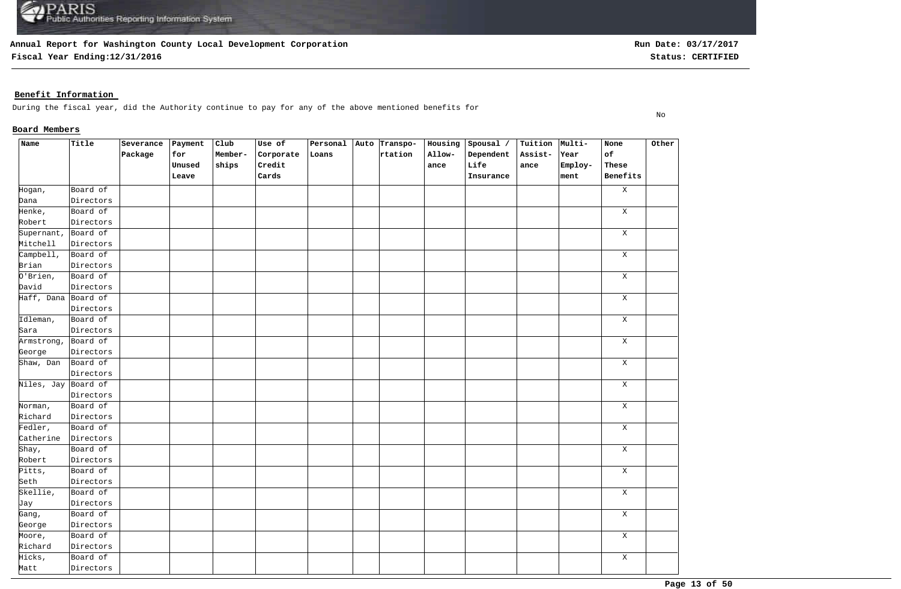**Annual Report for Washington County Local Development Corporation**

**Fiscal Year Ending:12/31/2016**

**Run Date: 03/17/2017**

**Status: CERTIFIED**

## Benefit Information

During the fiscal year, did the Authority continue to pay for any of the above mentioned benefits for No

### Board Members

| Name | Title | Severance Package | Payment for Unused Leave | Club Member-ships | Use of Corporate Credit Cards | Personal Loans | Auto | Transpo-rtation | Housing Allow-ance | Spousal / Dependent Life Insurance | Tuition Assist-ance | Multi-Year Employ-ment | None of These Benefits | Other |
|---|---|---|---|---|---|---|---|---|---|---|---|---|---|---|
| Hogan, Dana | Board of Directors | | | | | | | | | | | | X | |
| Henke, Robert | Board of Directors | | | | | | | | | | | | X | |
| Supernant, Mitchell | Board of Directors | | | | | | | | | | | | X | |
| Campbell, Brian | Board of Directors | | | | | | | | | | | | X | |
| O'Brien, David | Board of Directors | | | | | | | | | | | | X | |
| Haff, Dana | Board of Directors | | | | | | | | | | | | X | |
| Idleman, Sara | Board of Directors | | | | | | | | | | | | X | |
| Armstrong, George | Board of Directors | | | | | | | | | | | | X | |
| Shaw, Dan | Board of Directors | | | | | | | | | | | | X | |
| Niles, Jay | Board of Directors | | | | | | | | | | | | X | |
| Norman, Richard | Board of Directors | | | | | | | | | | | | X | |
| Fedler, Catherine | Board of Directors | | | | | | | | | | | | X | |
| Shay, Robert | Board of Directors | | | | | | | | | | | | X | |
| Pitts, Seth | Board of Directors | | | | | | | | | | | | X | |
| Skellie, Jay | Board of Directors | | | | | | | | | | | | X | |
| Gang, George | Board of Directors | | | | | | | | | | | | X | |
| Moore, Richard | Board of Directors | | | | | | | | | | | | X | |
| Hicks, Matt | Board of Directors | | | | | | | | | | | | X | |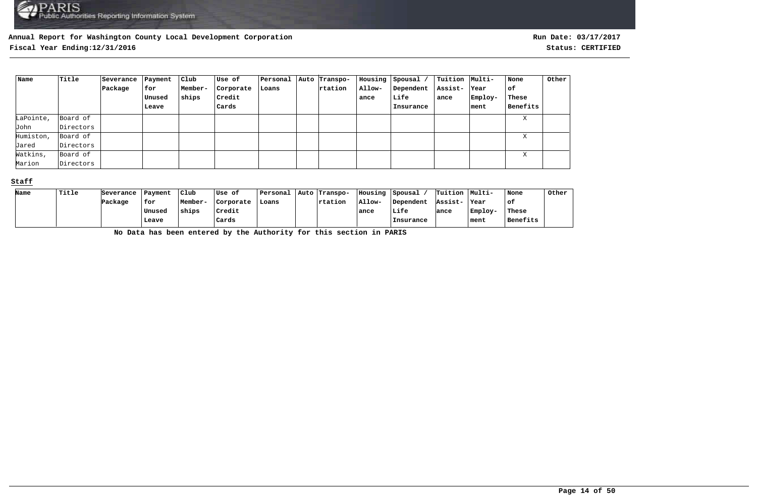**Annual Report for Washington County Local Development Corporation**

**Fiscal Year Ending:12/31/2016**

**Run Date: 03/17/2017**

**Status: CERTIFIED**

| Name | Title | Severance Package | Payment for Unused Leave | Club Member-ships | Use of Corporate Credit Cards | Personal Loans | Auto | Transpo-rtation | Housing Allow-ance | Spousal / Dependent Life Insurance | Tuition Assist-ance | Multi-Year Employ-ment | None of These Benefits | Other |
|---|---|---|---|---|---|---|---|---|---|---|---|---|---|---|
| LaPointe, John | Board of Directors | | | | | | | | | | | | X | |
| Humiston, Jared | Board of Directors | | | | | | | | | | | | X | |
| Watkins, Marion | Board of Directors | | | | | | | | | | | | X | |

**Staff**

| Name | Title | Severance Package | Payment for Unused Leave | Club Member-ships | Use of Corporate Credit Cards | Personal Loans | Auto | Transpo-rtation | Housing Allow-ance | Spousal / Dependent Life Insurance | Tuition Assist-ance | Multi-Year Employ-ment | None of These Benefits | Other |
|---|---|---|---|---|---|---|---|---|---|---|---|---|---|---|

**No Data has been entered by the Authority for this section in PARIS**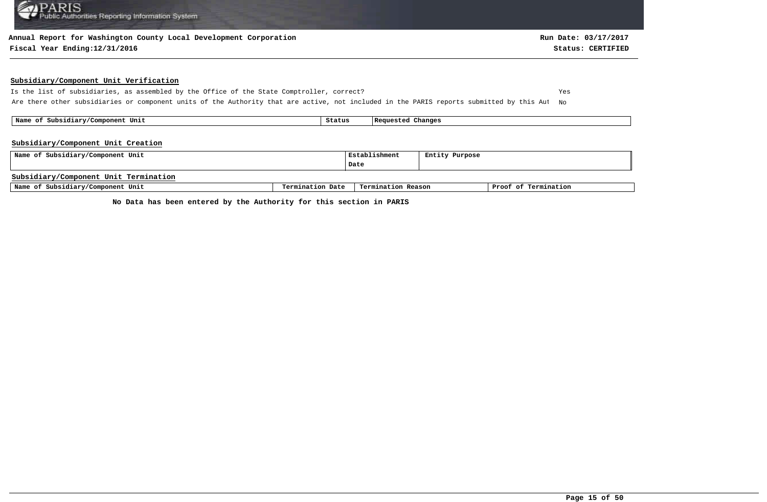**Annual Report for Washington County Local Development Corporation**
**Fiscal Year Ending:12/31/2016**

**Run Date: 03/17/2017**
**Status: CERTIFIED**

## Subsidiary/Component Unit Verification

| | |
|---|---|
| Is the list of subsidiaries, as assembled by the Office of the State Comptroller, correct? | Yes |
| Are there other subsidiaries or component units of the Authority that are active, not included in the PARIS reports submitted by this Aut | No |

| Name of Subsidiary/Component Unit | Status | Requested Changes |
|---|---|---|

## Subsidiary/Component Unit Creation

| Name of Subsidiary/Component Unit | Establishment Date | Entity Purpose |
|---|---|---|

## Subsidiary/Component Unit Termination

| Name of Subsidiary/Component Unit | Termination Date | Termination Reason | Proof of Termination |
|---|---|---|---|

**No Data has been entered by the Authority for this section in PARIS**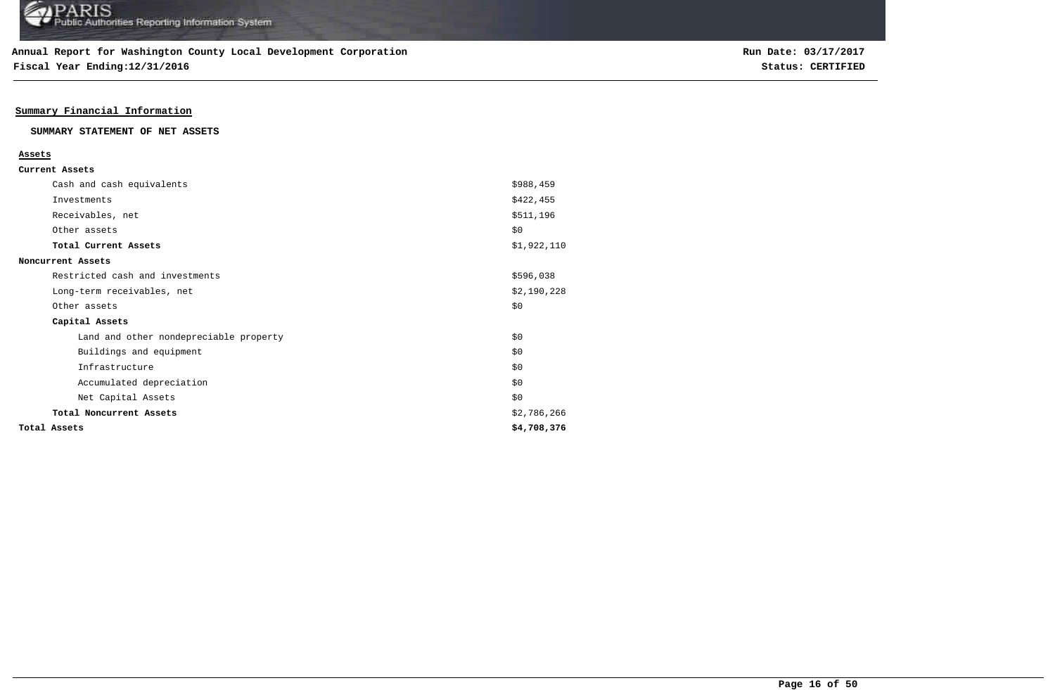**Annual Report for Washington County Local Development Corporation**
**Fiscal Year Ending:12/31/2016**

**Run Date: 03/17/2017**
**Status: CERTIFIED**

## Summary Financial Information

### SUMMARY STATEMENT OF NET ASSETS

| **Assets** | |
|---|---|
| **Current Assets** | |
| Cash and cash equivalents | $988,459 |
| Investments | $422,455 |
| Receivables, net | $511,196 |
| Other assets | $0 |
| **Total Current Assets** | $1,922,110 |
| **Noncurrent Assets** | |
| Restricted cash and investments | $596,038 |
| Long-term receivables, net | $2,190,228 |
| Other assets | $0 |
| **Capital Assets** | |
| Land and other nondepreciable property | $0 |
| Buildings and equipment | $0 |
| Infrastructure | $0 |
| Accumulated depreciation | $0 |
| Net Capital Assets | $0 |
| **Total Noncurrent Assets** | $2,786,266 |
| **Total Assets** | **$4,708,376** |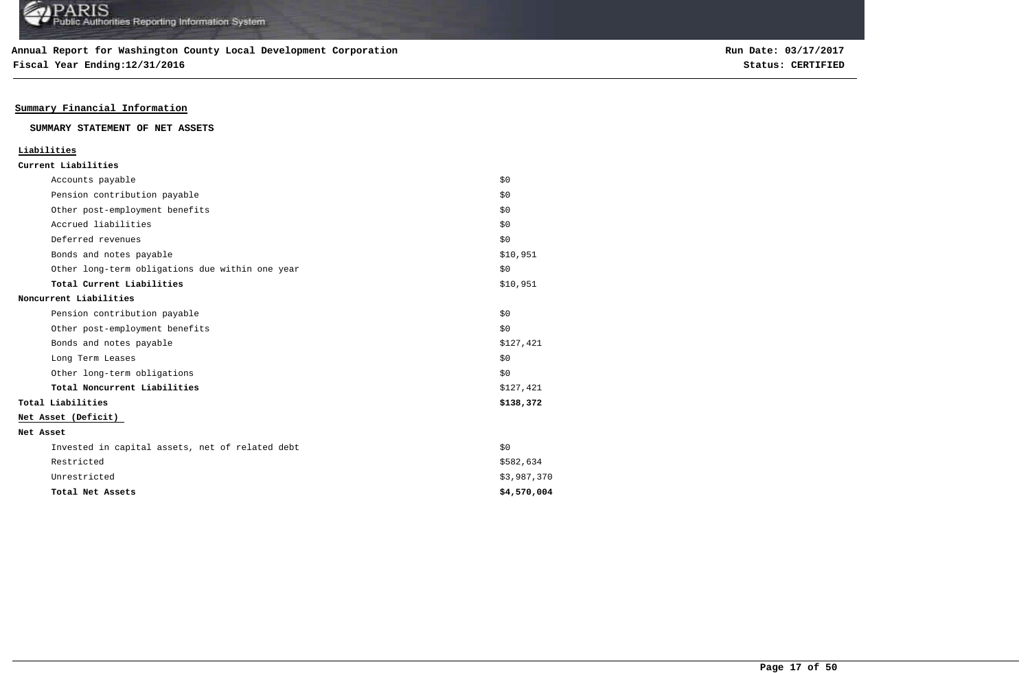**Annual Report for Washington County Local Development Corporation**
**Fiscal Year Ending:12/31/2016**

**Run Date: 03/17/2017**
**Status: CERTIFIED**

## Summary Financial Information

### SUMMARY STATEMENT OF NET ASSETS

| | |
|---|---|
| **Liabilities** | |
| **Current Liabilities** | |
| Accounts payable | $0 |
| Pension contribution payable | $0 |
| Other post-employment benefits | $0 |
| Accrued liabilities | $0 |
| Deferred revenues | $0 |
| Bonds and notes payable | $10,951 |
| Other long-term obligations due within one year | $0 |
| **Total Current Liabilities** | $10,951 |
| **Noncurrent Liabilities** | |
| Pension contribution payable | $0 |
| Other post-employment benefits | $0 |
| Bonds and notes payable | $127,421 |
| Long Term Leases | $0 |
| Other long-term obligations | $0 |
| **Total Noncurrent Liabilities** | $127,421 |
| **Total Liabilities** | **$138,372** |
| **Net Asset (Deficit)** | |
| **Net Asset** | |
| Invested in capital assets, net of related debt | $0 |
| Restricted | $582,634 |
| Unrestricted | $3,987,370 |
| **Total Net Assets** | **$4,570,004** |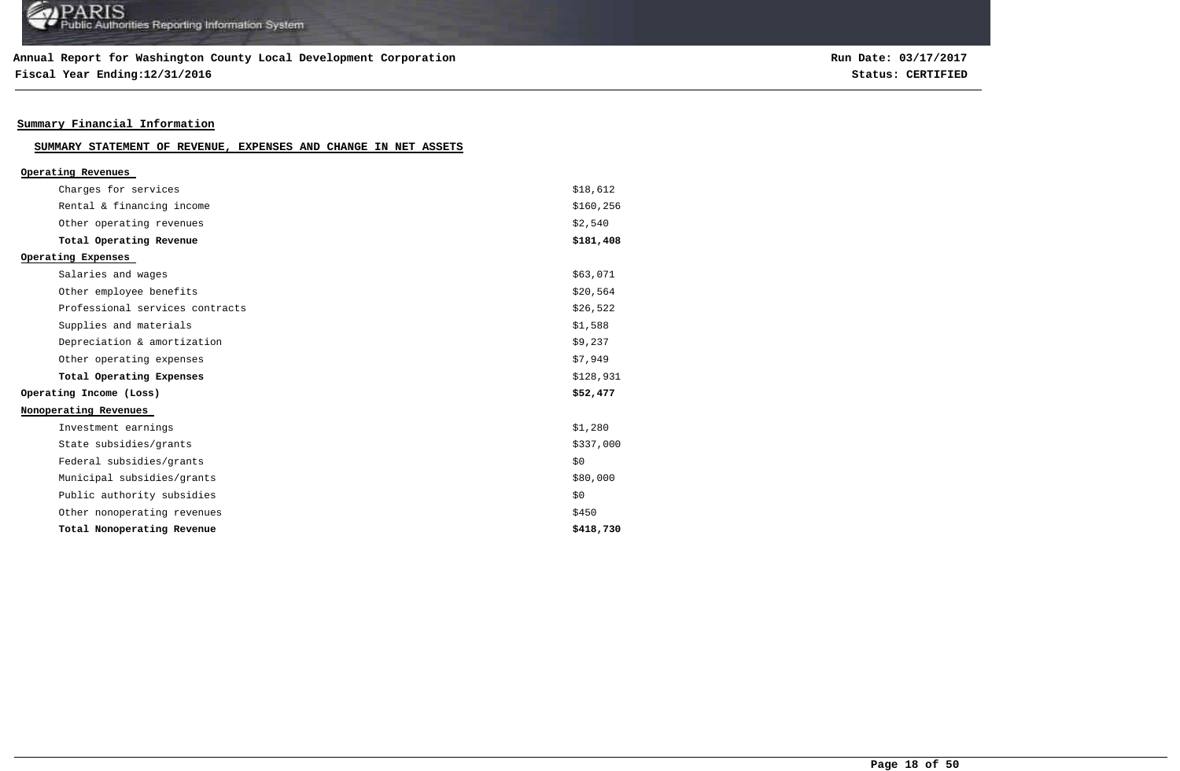**Annual Report for Washington County Local Development Corporation**
**Fiscal Year Ending:12/31/2016**

**Run Date: 03/17/2017**
**Status: CERTIFIED**

## Summary Financial Information

### SUMMARY STATEMENT OF REVENUE, EXPENSES AND CHANGE IN NET ASSETS

| | |
|---|---|
| **Operating Revenues** | |
| Charges for services | $18,612 |
| Rental & financing income | $160,256 |
| Other operating revenues | $2,540 |
| **Total Operating Revenue** | **$181,408** |
| **Operating Expenses** | |
| Salaries and wages | $63,071 |
| Other employee benefits | $20,564 |
| Professional services contracts | $26,522 |
| Supplies and materials | $1,588 |
| Depreciation & amortization | $9,237 |
| Other operating expenses | $7,949 |
| **Total Operating Expenses** | $128,931 |
| **Operating Income (Loss)** | **$52,477** |
| **Nonoperating Revenues** | |
| Investment earnings | $1,280 |
| State subsidies/grants | $337,000 |
| Federal subsidies/grants | $0 |
| Municipal subsidies/grants | $80,000 |
| Public authority subsidies | $0 |
| Other nonoperating revenues | $450 |
| **Total Nonoperating Revenue** | **$418,730** |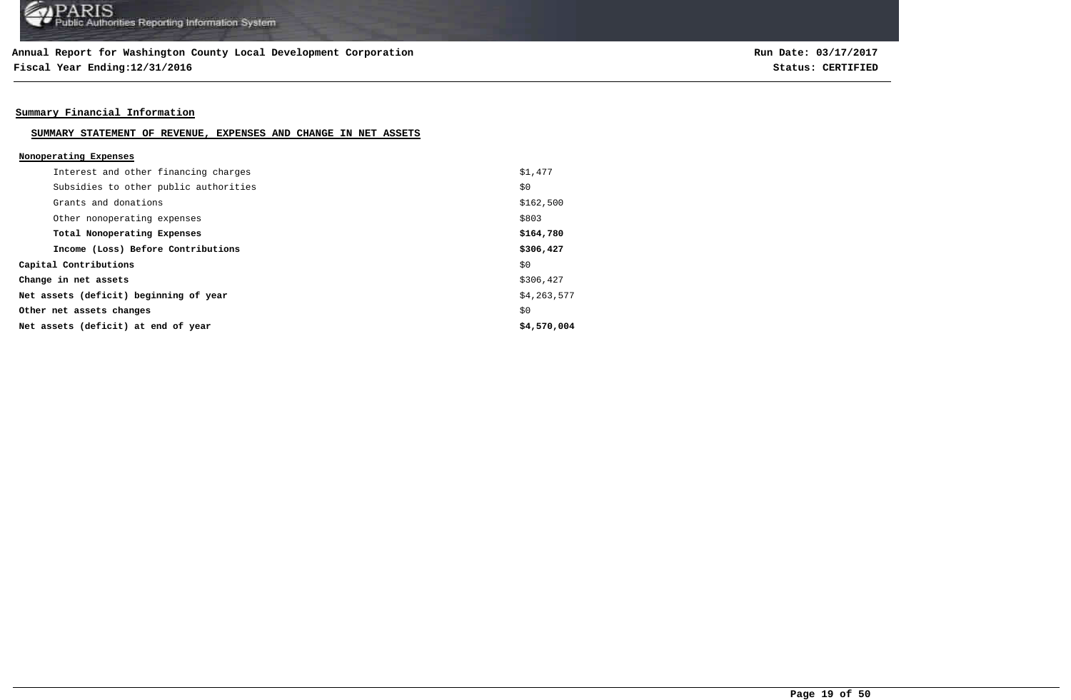**Annual Report for Washington County Local Development Corporation**
**Fiscal Year Ending:12/31/2016**

**Run Date: 03/17/2017**
**Status: CERTIFIED**

## Summary Financial Information

### SUMMARY STATEMENT OF REVENUE, EXPENSES AND CHANGE IN NET ASSETS

**Nonoperating Expenses**

| | |
|---|---|
| Interest and other financing charges | $1,477 |
| Subsidies to other public authorities | $0 |
| Grants and donations | $162,500 |
| Other nonoperating expenses | $803 |
| **Total Nonoperating Expenses** | **$164,780** |
| **Income (Loss) Before Contributions** | **$306,427** |
| **Capital Contributions** | $0 |
| **Change in net assets** | $306,427 |
| **Net assets (deficit) beginning of year** | $4,263,577 |
| **Other net assets changes** | $0 |
| **Net assets (deficit) at end of year** | **$4,570,004** |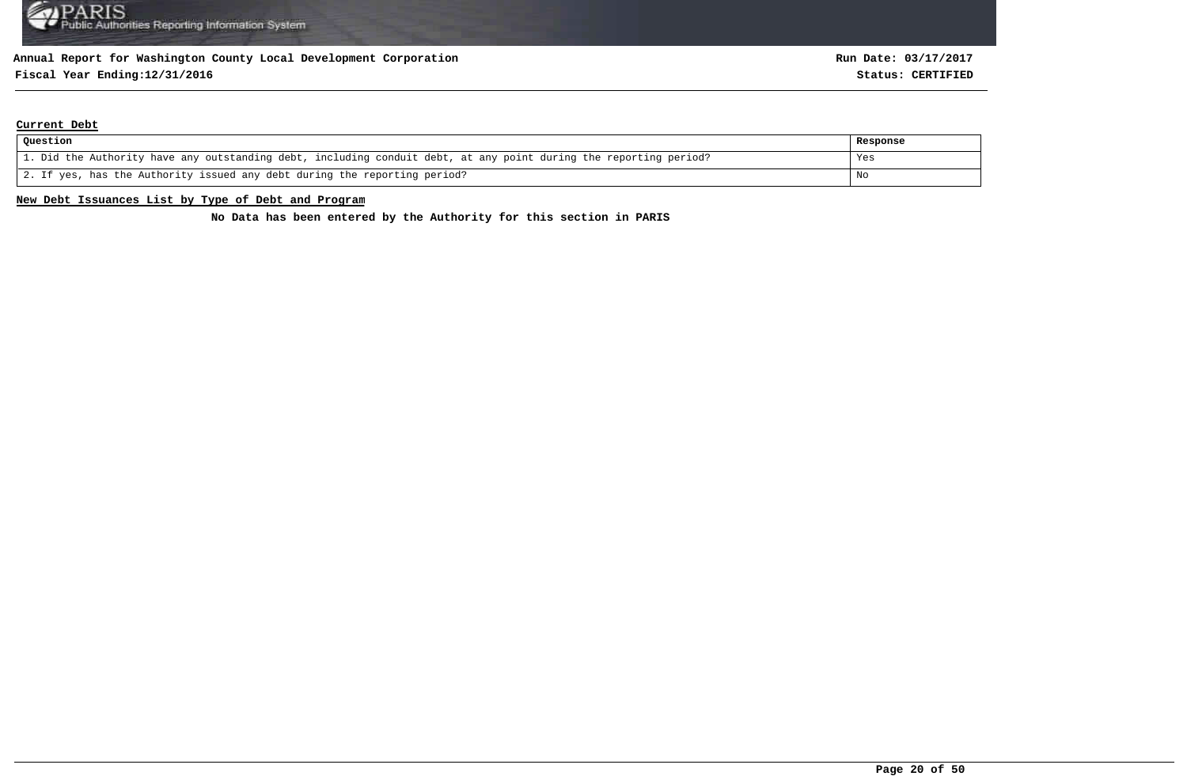**Annual Report for Washington County Local Development Corporation**
**Fiscal Year Ending:12/31/2016**

**Run Date: 03/17/2017**
**Status: CERTIFIED**

## Current Debt

| Question | Response |
|---|---|
| 1. Did the Authority have any outstanding debt, including conduit debt, at any point during the reporting period? | Yes |
| 2. If yes, has the Authority issued any debt during the reporting period? | No |

## New Debt Issuances List by Type of Debt and Program

**No Data has been entered by the Authority for this section in PARIS**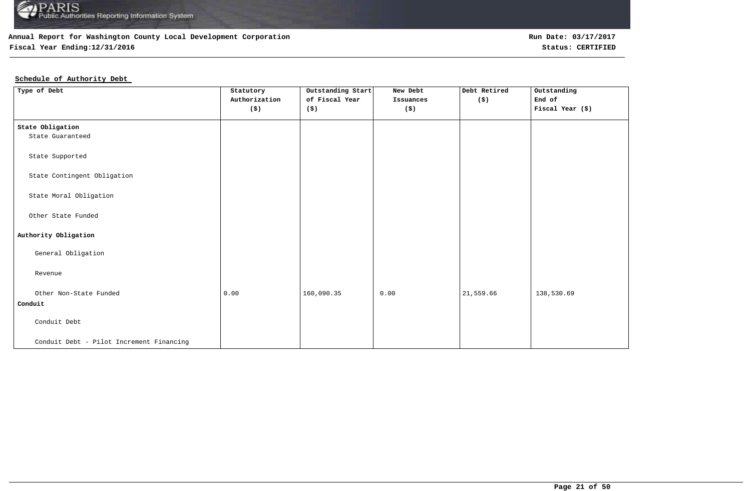**Annual Report for Washington County Local Development Corporation**
**Fiscal Year Ending:12/31/2016**

**Run Date: 03/17/2017**
**Status: CERTIFIED**

## Schedule of Authority Debt

| Type of Debt | Statutory Authorization ($) | Outstanding Start of Fiscal Year ($) | New Debt Issuances ($) | Debt Retired ($) | Outstanding End of Fiscal Year ($) |
|---|---|---|---|---|---|
| **State Obligation** | | | | | |
| State Guaranteed | | | | | |
| State Supported | | | | | |
| State Contingent Obligation | | | | | |
| State Moral Obligation | | | | | |
| Other State Funded | | | | | |
| **Authority Obligation** | | | | | |
| General Obligation | | | | | |
| Revenue | | | | | |
| Other Non-State Funded | 0.00 | 160,090.35 | 0.00 | 21,559.66 | 138,530.69 |
| **Conduit** | | | | | |
| Conduit Debt | | | | | |
| Conduit Debt - Pilot Increment Financing | | | | | |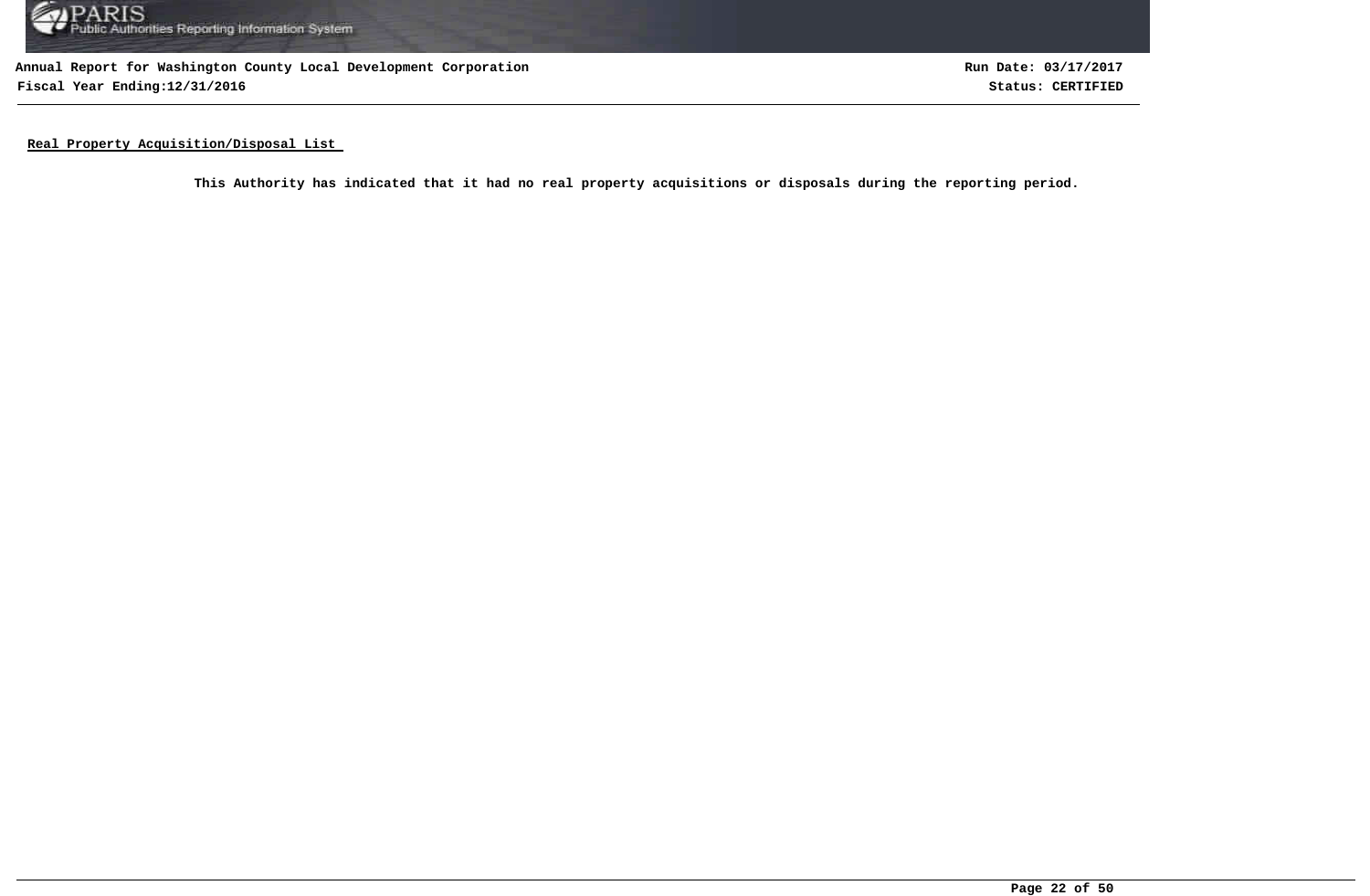**Annual Report for Washington County Local Development Corporation**

**Fiscal Year Ending:12/31/2016**

**Run Date: 03/17/2017**

**Status: CERTIFIED**

## Real Property Acquisition/Disposal List

**This Authority has indicated that it had no real property acquisitions or disposals during the reporting period.**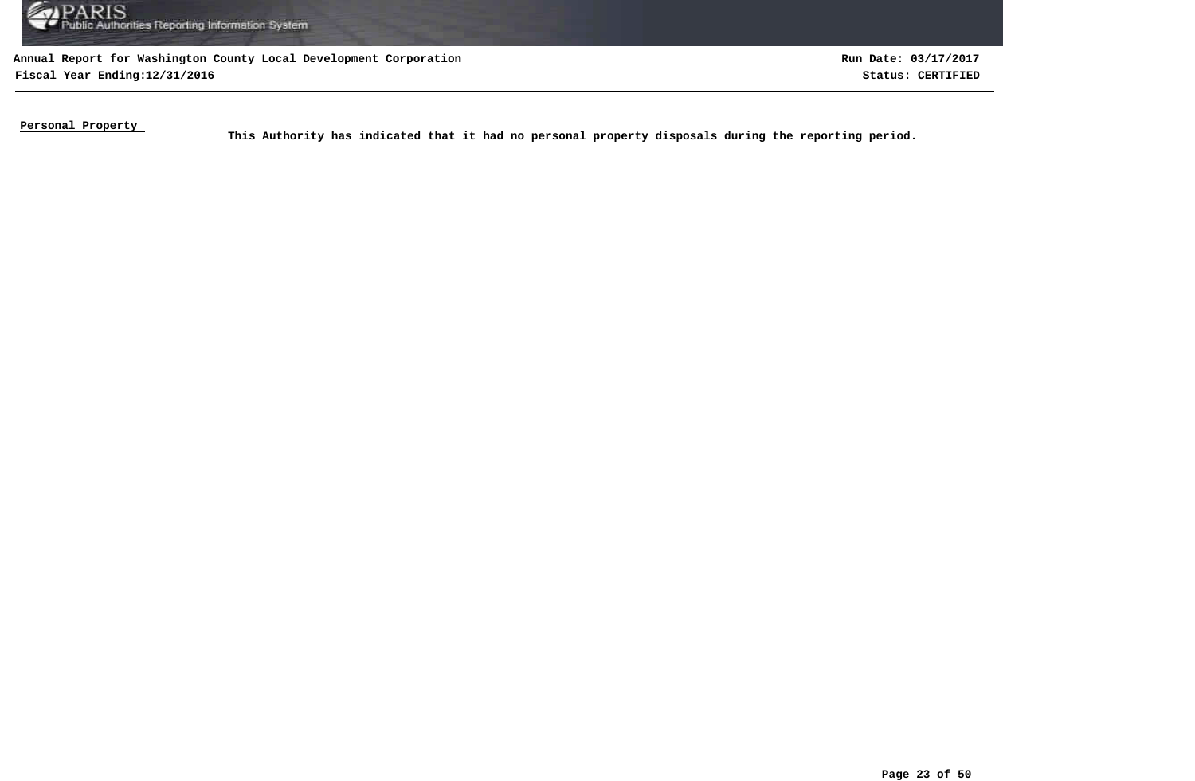**Personal Property**

**This Authority has indicated that it had no personal property disposals during the reporting period.**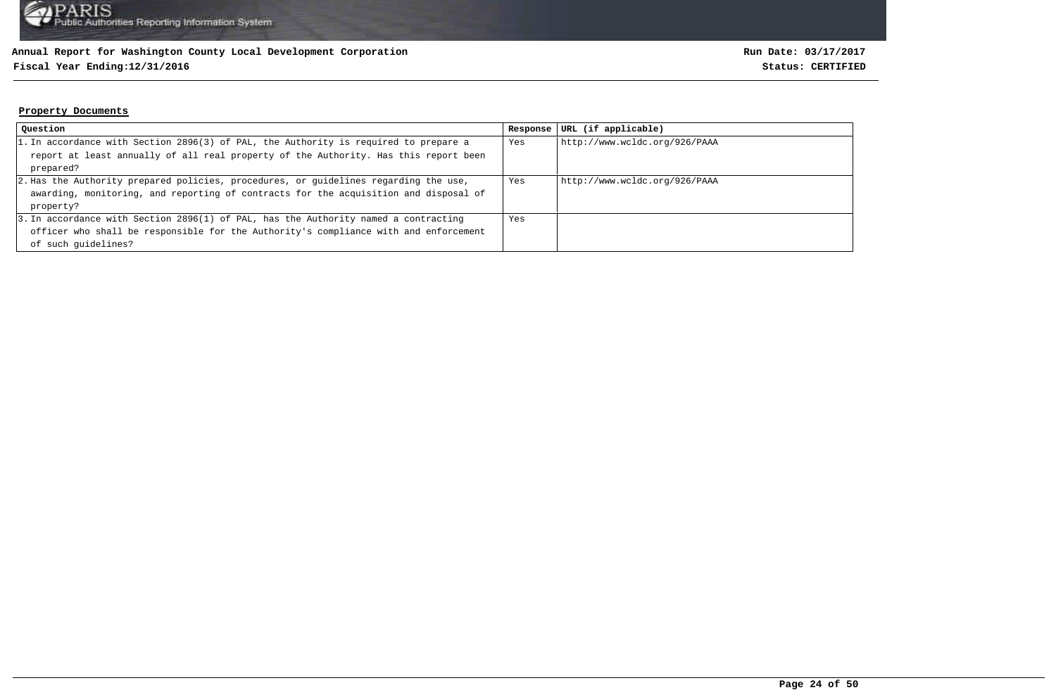**Annual Report for Washington County Local Development Corporation**
**Fiscal Year Ending:12/31/2016**

**Run Date: 03/17/2017**
**Status: CERTIFIED**

**Property Documents**

| Question | Response | URL (if applicable) |
| --- | --- | --- |
| 1. In accordance with Section 2896(3) of PAL, the Authority is required to prepare a report at least annually of all real property of the Authority. Has this report been prepared? | Yes | http://www.wcldc.org/926/PAAA |
| 2. Has the Authority prepared policies, procedures, or guidelines regarding the use, awarding, monitoring, and reporting of contracts for the acquisition and disposal of property? | Yes | http://www.wcldc.org/926/PAAA |
| 3. In accordance with Section 2896(1) of PAL, has the Authority named a contracting officer who shall be responsible for the Authority's compliance with and enforcement of such guidelines? | Yes | |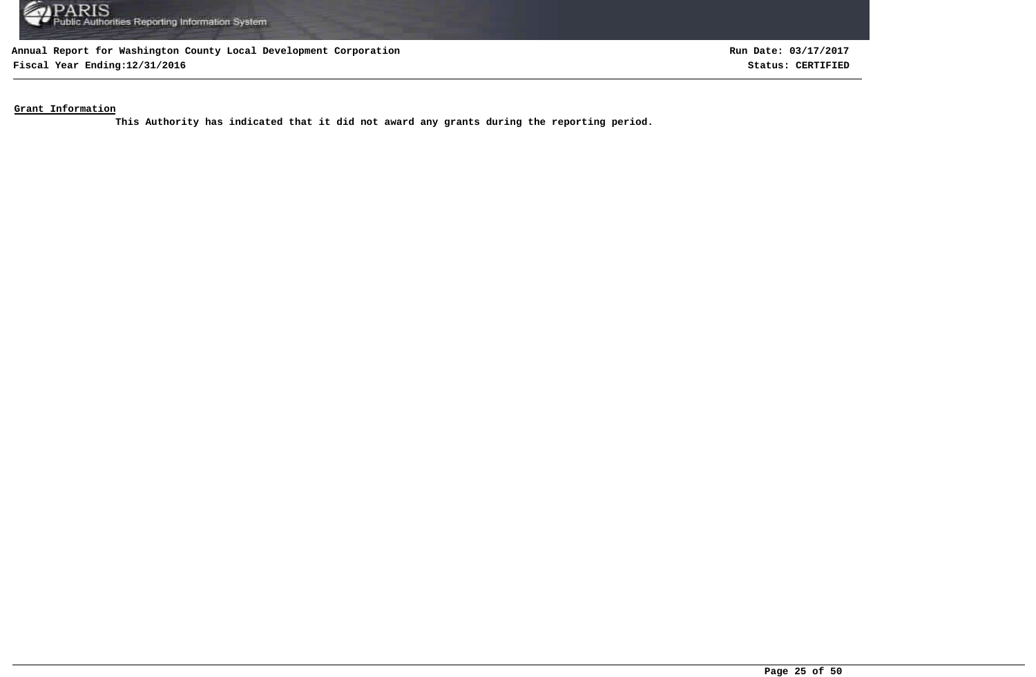**Grant Information**

**This Authority has indicated that it did not award any grants during the reporting period.**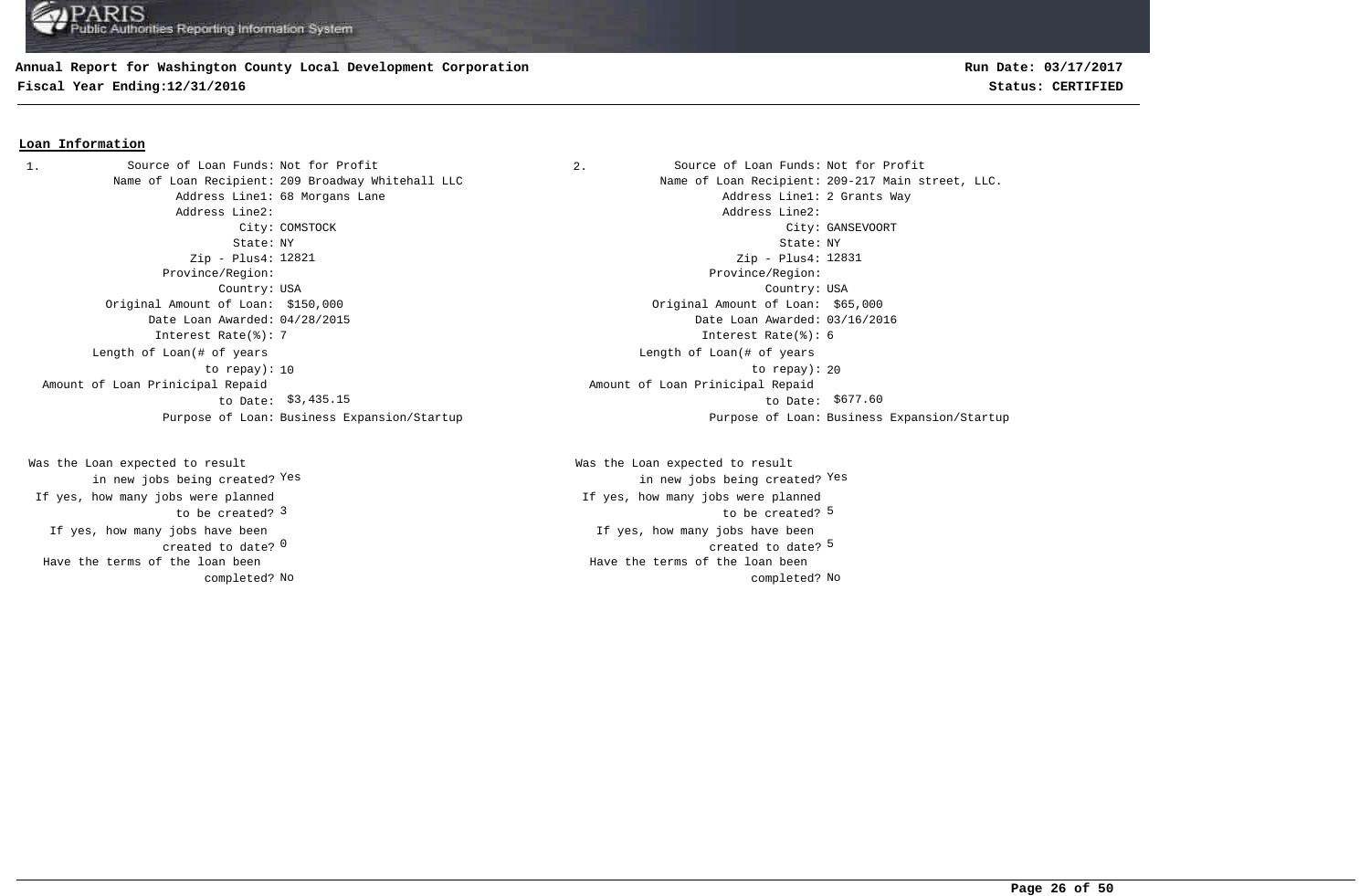**Annual Report for Washington County Local Development Corporation**

**Fiscal Year Ending:12/31/2016**

**Run Date: 03/17/2017**

**Status: CERTIFIED**

## Loan Information

**1.**

Source of Loan Funds: Not for Profit
Name of Loan Recipient: 209 Broadway Whitehall LLC
Address Line1: 68 Morgans Lane
Address Line2:
City: COMSTOCK
State: NY
Zip - Plus4: 12821
Province/Region:
Country: USA
Original Amount of Loan: $150,000
Date Loan Awarded: 04/28/2015
Interest Rate(%): 7
Length of Loan(# of years to repay): 10
Amount of Loan Prinicipal Repaid to Date: $3,435.15
Purpose of Loan: Business Expansion/Startup

Was the Loan expected to result in new jobs being created? Yes
If yes, how many jobs were planned to be created? 3
If yes, how many jobs have been created to date? 0
Have the terms of the loan been completed? No

**2.**

Source of Loan Funds: Not for Profit
Name of Loan Recipient: 209-217 Main street, LLC.
Address Line1: 2 Grants Way
Address Line2:
City: GANSEVOORT
State: NY
Zip - Plus4: 12831
Province/Region:
Country: USA
Original Amount of Loan: $65,000
Date Loan Awarded: 03/16/2016
Interest Rate(%): 6
Length of Loan(# of years to repay): 20
Amount of Loan Prinicipal Repaid to Date: $677.60
Purpose of Loan: Business Expansion/Startup

Was the Loan expected to result in new jobs being created? Yes
If yes, how many jobs were planned to be created? 5
If yes, how many jobs have been created to date? 5
Have the terms of the loan been completed? No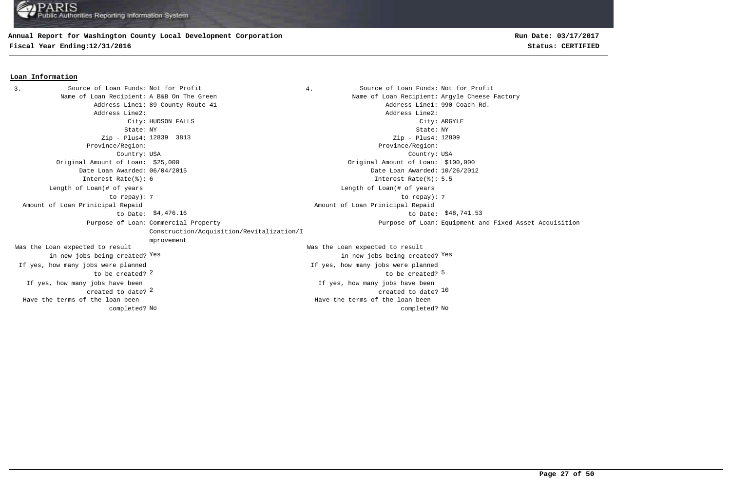**Annual Report for Washington County Local Development Corporation**
**Fiscal Year Ending:12/31/2016**

**Run Date: 03/17/2017**
**Status: CERTIFIED**

## Loan Information

3.

Source of Loan Funds: Not for Profit
Name of Loan Recipient: A B&B On The Green
Address Line1: 89 County Route 41
Address Line2:
City: HUDSON FALLS
State: NY
Zip - Plus4: 12839 3813
Province/Region:
Country: USA
Original Amount of Loan: $25,000
Date Loan Awarded: 06/04/2015
Interest Rate(%): 6
Length of Loan(# of years to repay): 7
Amount of Loan Prinicipal Repaid to Date: $4,476.16
Purpose of Loan: Commercial Property Construction/Acquisition/Revitalization/Improvement
Was the Loan expected to result in new jobs being created? Yes
If yes, how many jobs were planned to be created? 2
If yes, how many jobs have been created to date? 2
Have the terms of the loan been completed? No

4.

Source of Loan Funds: Not for Profit
Name of Loan Recipient: Argyle Cheese Factory
Address Line1: 990 Coach Rd.
Address Line2:
City: ARGYLE
State: NY
Zip - Plus4: 12809
Province/Region:
Country: USA
Original Amount of Loan: $100,000
Date Loan Awarded: 10/26/2012
Interest Rate(%): 5.5
Length of Loan(# of years to repay): 7
Amount of Loan Prinicipal Repaid to Date: $48,741.53
Purpose of Loan: Equipment and Fixed Asset Acquisition
Was the Loan expected to result in new jobs being created? Yes
If yes, how many jobs were planned to be created? 5
If yes, how many jobs have been created to date? 10
Have the terms of the loan been completed? No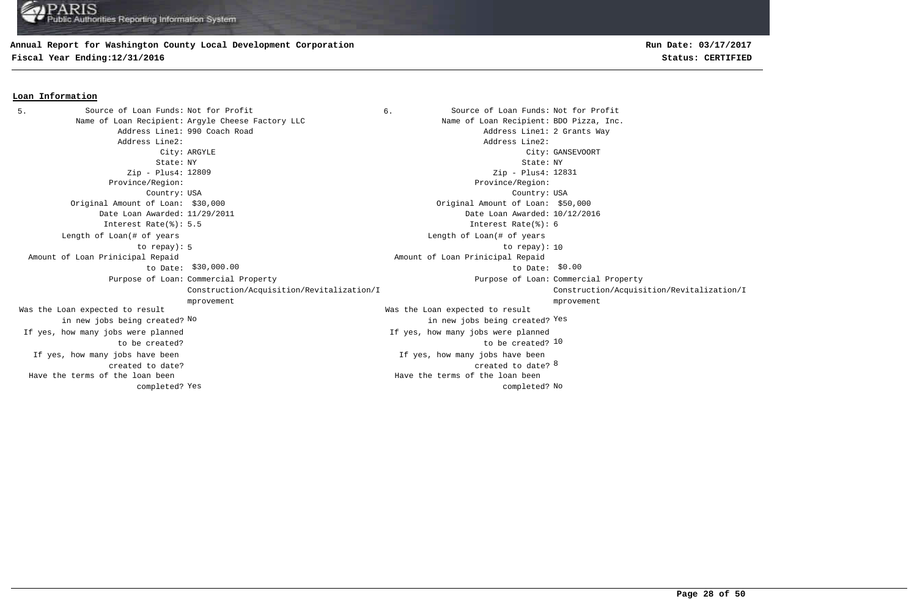**Annual Report for Washington County Local Development Corporation**

**Fiscal Year Ending:12/31/2016**

**Run Date: 03/17/2017**

**Status: CERTIFIED**

## Loan Information

**5.**

| Field | Value |
|---|---|
| Source of Loan Funds: | Not for Profit |
| Name of Loan Recipient: | Argyle Cheese Factory LLC |
| Address Line1: | 990 Coach Road |
| Address Line2: | |
| City: | ARGYLE |
| State: | NY |
| Zip - Plus4: | 12809 |
| Province/Region: | |
| Country: | USA |
| Original Amount of Loan: | $30,000 |
| Date Loan Awarded: | 11/29/2011 |
| Interest Rate(%): | 5.5 |
| Length of Loan(# of years to repay): | 5 |
| Amount of Loan Prinicipal Repaid to Date: | $30,000.00 |
| Purpose of Loan: | Commercial Property Construction/Acquisition/Revitalization/Improvement |
| Was the Loan expected to result in new jobs being created? | No |
| If yes, how many jobs were planned to be created? | |
| If yes, how many jobs have been created to date? | |
| Have the terms of the loan been completed? | Yes |

**6.**

| Field | Value |
|---|---|
| Source of Loan Funds: | Not for Profit |
| Name of Loan Recipient: | BDO Pizza, Inc. |
| Address Line1: | 2 Grants Way |
| Address Line2: | |
| City: | GANSEVOORT |
| State: | NY |
| Zip - Plus4: | 12831 |
| Province/Region: | |
| Country: | USA |
| Original Amount of Loan: | $50,000 |
| Date Loan Awarded: | 10/12/2016 |
| Interest Rate(%): | 6 |
| Length of Loan(# of years to repay): | 10 |
| Amount of Loan Prinicipal Repaid to Date: | $0.00 |
| Purpose of Loan: | Commercial Property Construction/Acquisition/Revitalization/Improvement |
| Was the Loan expected to result in new jobs being created? | Yes |
| If yes, how many jobs were planned to be created? | 10 |
| If yes, how many jobs have been created to date? | 8 |
| Have the terms of the loan been completed? | No |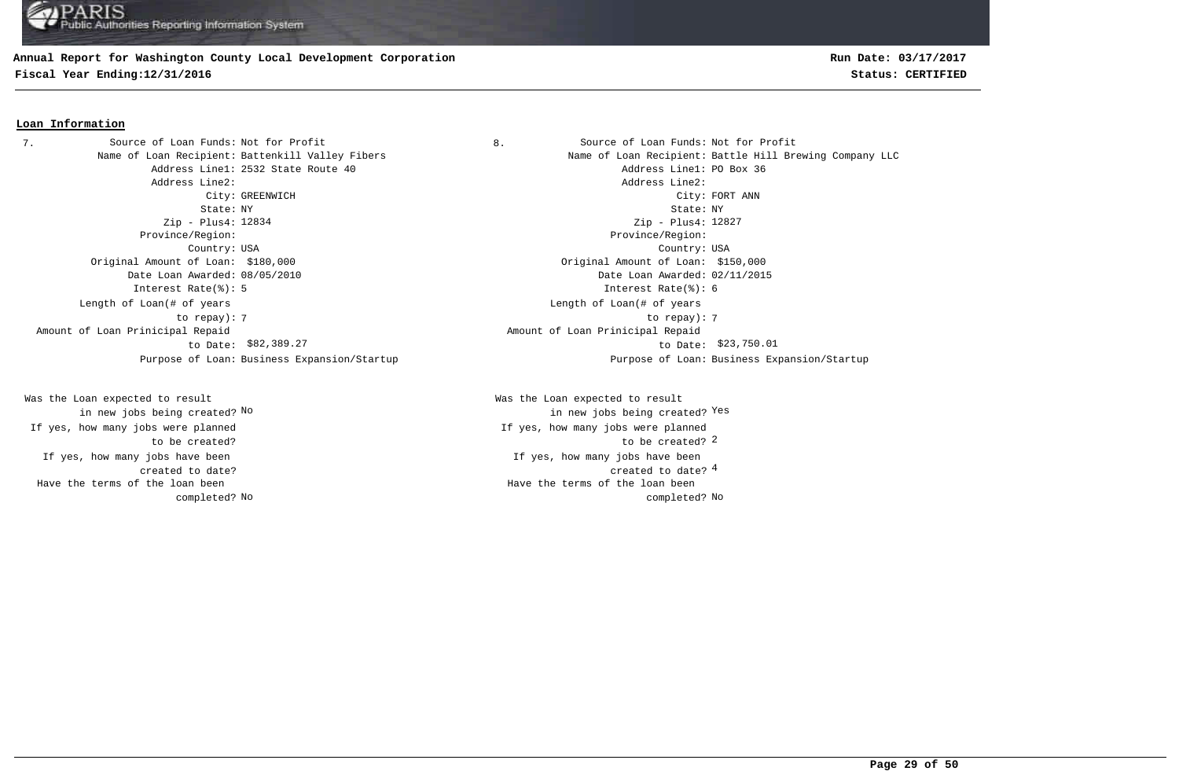**Annual Report for Washington County Local Development Corporation**

**Fiscal Year Ending:12/31/2016**

**Run Date: 03/17/2017**

**Status: CERTIFIED**

## Loan Information

**7.**

| Field | Value |
|---|---|
| Source of Loan Funds: | Not for Profit |
| Name of Loan Recipient: | Battenkill Valley Fibers |
| Address Line1: | 2532 State Route 40 |
| Address Line2: | |
| City: | GREENWICH |
| State: | NY |
| Zip - Plus4: | 12834 |
| Province/Region: | |
| Country: | USA |
| Original Amount of Loan: | $180,000 |
| Date Loan Awarded: | 08/05/2010 |
| Interest Rate(%): | 5 |
| Length of Loan(# of years to repay): | 7 |
| Amount of Loan Prinicipal Repaid to Date: | $82,389.27 |
| Purpose of Loan: | Business Expansion/Startup |
| Was the Loan expected to result in new jobs being created? | No |
| If yes, how many jobs were planned to be created? | |
| If yes, how many jobs have been created to date? | |
| Have the terms of the loan been completed? | No |

**8.**

| Field | Value |
|---|---|
| Source of Loan Funds: | Not for Profit |
| Name of Loan Recipient: | Battle Hill Brewing Company LLC |
| Address Line1: | PO Box 36 |
| Address Line2: | |
| City: | FORT ANN |
| State: | NY |
| Zip - Plus4: | 12827 |
| Province/Region: | |
| Country: | USA |
| Original Amount of Loan: | $150,000 |
| Date Loan Awarded: | 02/11/2015 |
| Interest Rate(%): | 6 |
| Length of Loan(# of years to repay): | 7 |
| Amount of Loan Prinicipal Repaid to Date: | $23,750.01 |
| Purpose of Loan: | Business Expansion/Startup |
| Was the Loan expected to result in new jobs being created? | Yes |
| If yes, how many jobs were planned to be created? | 2 |
| If yes, how many jobs have been created to date? | 4 |
| Have the terms of the loan been completed? | No |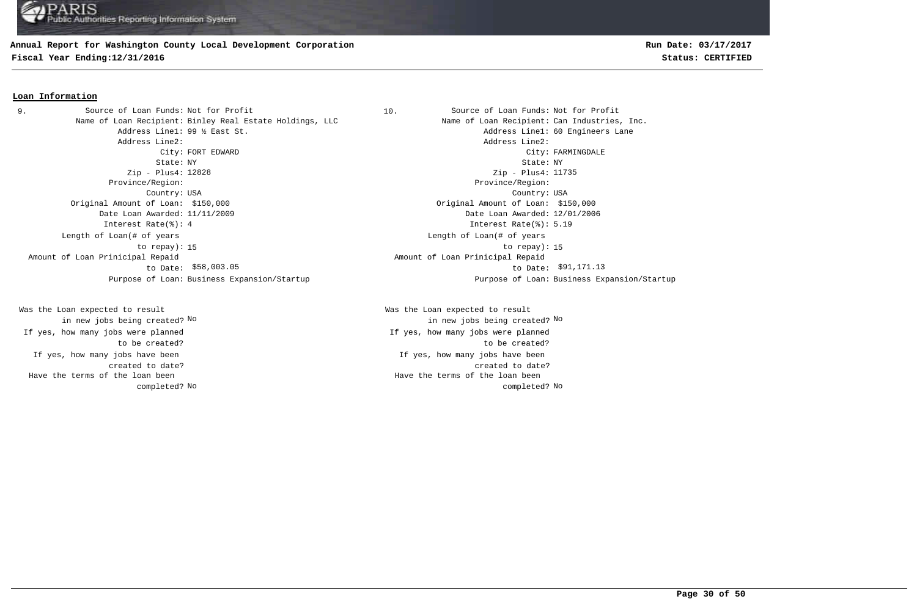**Annual Report for Washington County Local Development Corporation**
**Fiscal Year Ending:12/31/2016**

**Run Date: 03/17/2017**
**Status: CERTIFIED**

## Loan Information

**9.**

| Field | Value |
|---|---|
| Source of Loan Funds: | Not for Profit |
| Name of Loan Recipient: | Binley Real Estate Holdings, LLC |
| Address Line1: | 99 ½ East St. |
| Address Line2: | |
| City: | FORT EDWARD |
| State: | NY |
| Zip - Plus4: | 12828 |
| Province/Region: | |
| Country: | USA |
| Original Amount of Loan: | $150,000 |
| Date Loan Awarded: | 11/11/2009 |
| Interest Rate(%): | 4 |
| Length of Loan(# of years to repay): | 15 |
| Amount of Loan Prinicipal Repaid to Date: | $58,003.05 |
| Purpose of Loan: | Business Expansion/Startup |
| Was the Loan expected to result in new jobs being created? | No |
| If yes, how many jobs were planned to be created? | |
| If yes, how many jobs have been created to date? | |
| Have the terms of the loan been completed? | No |

**10.**

| Field | Value |
|---|---|
| Source of Loan Funds: | Not for Profit |
| Name of Loan Recipient: | Can Industries, Inc. |
| Address Line1: | 60 Engineers Lane |
| Address Line2: | |
| City: | FARMINGDALE |
| State: | NY |
| Zip - Plus4: | 11735 |
| Province/Region: | |
| Country: | USA |
| Original Amount of Loan: | $150,000 |
| Date Loan Awarded: | 12/01/2006 |
| Interest Rate(%): | 5.19 |
| Length of Loan(# of years to repay): | 15 |
| Amount of Loan Prinicipal Repaid to Date: | $91,171.13 |
| Purpose of Loan: | Business Expansion/Startup |
| Was the Loan expected to result in new jobs being created? | No |
| If yes, how many jobs were planned to be created? | |
| If yes, how many jobs have been created to date? | |
| Have the terms of the loan been completed? | No |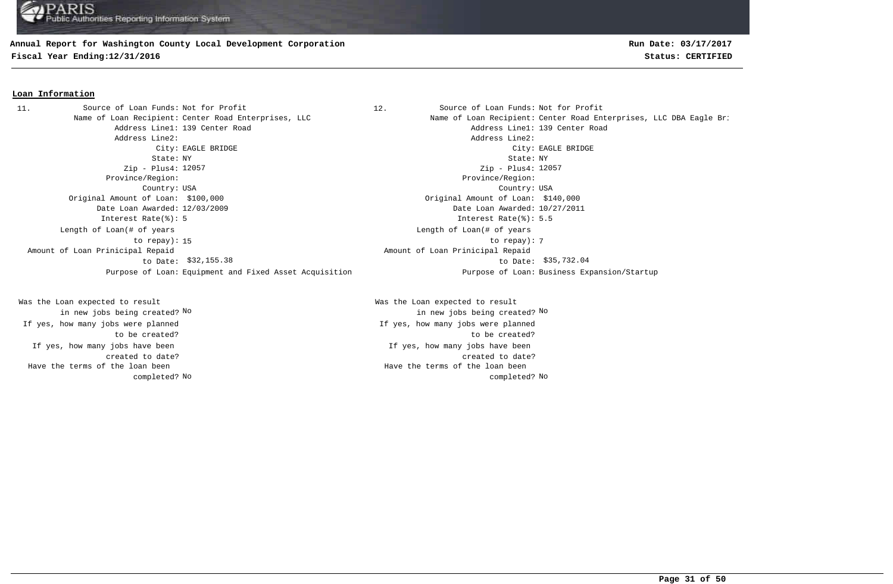**Annual Report for Washington County Local Development Corporation**

**Fiscal Year Ending:12/31/2016**

**Run Date: 03/17/2017**

**Status: CERTIFIED**

## Loan Information

**11.**

Source of Loan Funds: Not for Profit
Name of Loan Recipient: Center Road Enterprises, LLC
Address Line1: 139 Center Road
Address Line2:
City: EAGLE BRIDGE
State: NY
Zip - Plus4: 12057
Province/Region:
Country: USA
Original Amount of Loan: $100,000
Date Loan Awarded: 12/03/2009
Interest Rate(%): 5
Length of Loan(# of years to repay): 15
Amount of Loan Prinicipal Repaid to Date: $32,155.38
Purpose of Loan: Equipment and Fixed Asset Acquisition

Was the Loan expected to result in new jobs being created? No
If yes, how many jobs were planned to be created?
If yes, how many jobs have been created to date?
Have the terms of the loan been completed? No

**12.**

Source of Loan Funds: Not for Profit
Name of Loan Recipient: Center Road Enterprises, LLC DBA Eagle Br:
Address Line1: 139 Center Road
Address Line2:
City: EAGLE BRIDGE
State: NY
Zip - Plus4: 12057
Province/Region:
Country: USA
Original Amount of Loan: $140,000
Date Loan Awarded: 10/27/2011
Interest Rate(%): 5.5
Length of Loan(# of years to repay): 7
Amount of Loan Prinicipal Repaid to Date: $35,732.04
Purpose of Loan: Business Expansion/Startup

Was the Loan expected to result in new jobs being created? No
If yes, how many jobs were planned to be created?
If yes, how many jobs have been created to date?
Have the terms of the loan been completed? No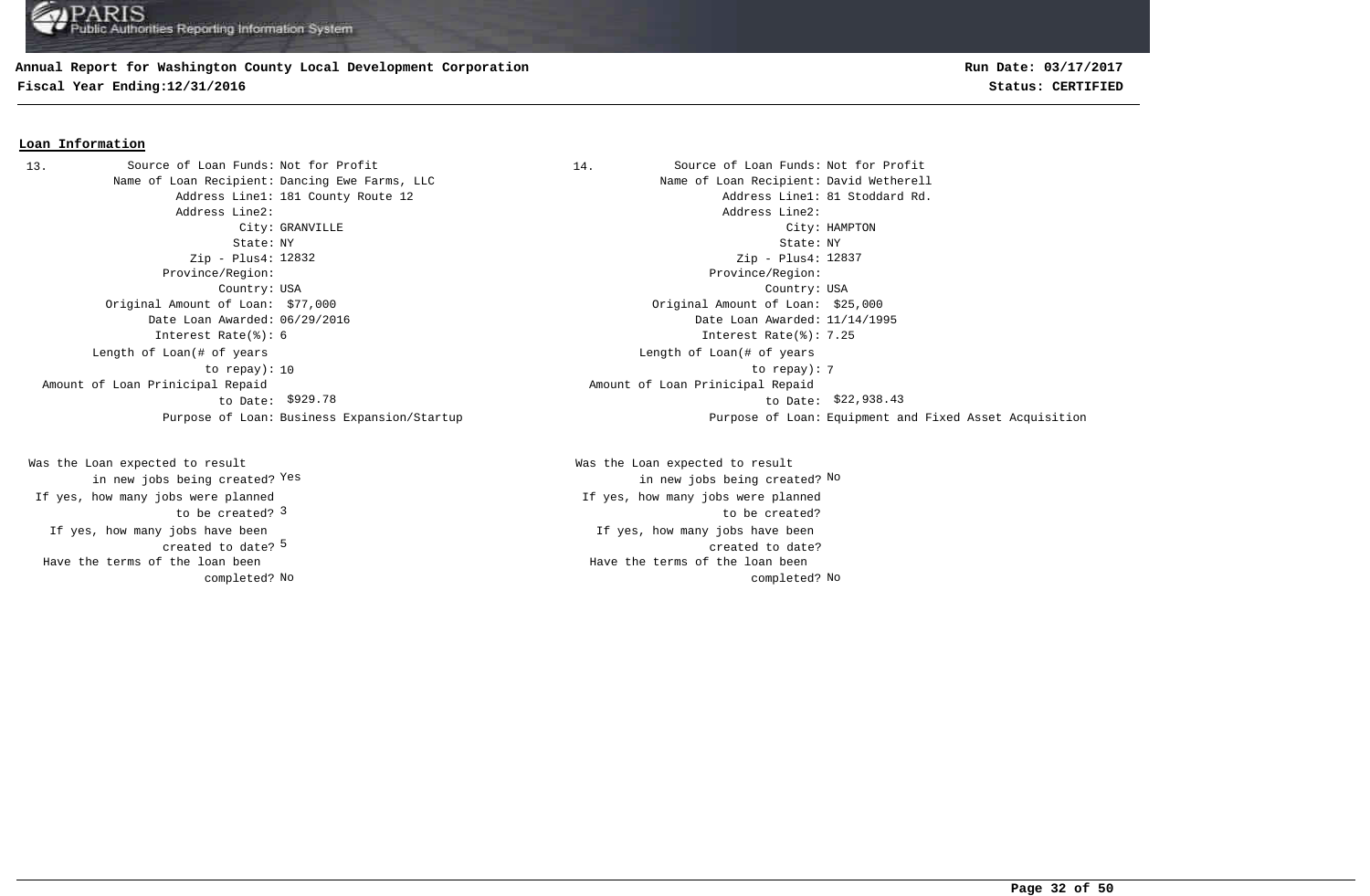## Loan Information

**13.**

Source of Loan Funds: Not for Profit
Name of Loan Recipient: Dancing Ewe Farms, LLC
Address Line1: 181 County Route 12
Address Line2:
City: GRANVILLE
State: NY
Zip - Plus4: 12832
Province/Region:
Country: USA
Original Amount of Loan: $77,000
Date Loan Awarded: 06/29/2016
Interest Rate(%): 6
Length of Loan(# of years to repay): 10
Amount of Loan Prinicipal Repaid to Date: $929.78
Purpose of Loan: Business Expansion/Startup

Was the Loan expected to result in new jobs being created? Yes
If yes, how many jobs were planned to be created? 3
If yes, how many jobs have been created to date? 5
Have the terms of the loan been completed? No

**14.**

Source of Loan Funds: Not for Profit
Name of Loan Recipient: David Wetherell
Address Line1: 81 Stoddard Rd.
Address Line2:
City: HAMPTON
State: NY
Zip - Plus4: 12837
Province/Region:
Country: USA
Original Amount of Loan: $25,000
Date Loan Awarded: 11/14/1995
Interest Rate(%): 7.25
Length of Loan(# of years to repay): 7
Amount of Loan Prinicipal Repaid to Date: $22,938.43
Purpose of Loan: Equipment and Fixed Asset Acquisition

Was the Loan expected to result in new jobs being created? No
If yes, how many jobs were planned to be created?
If yes, how many jobs have been created to date?
Have the terms of the loan been completed? No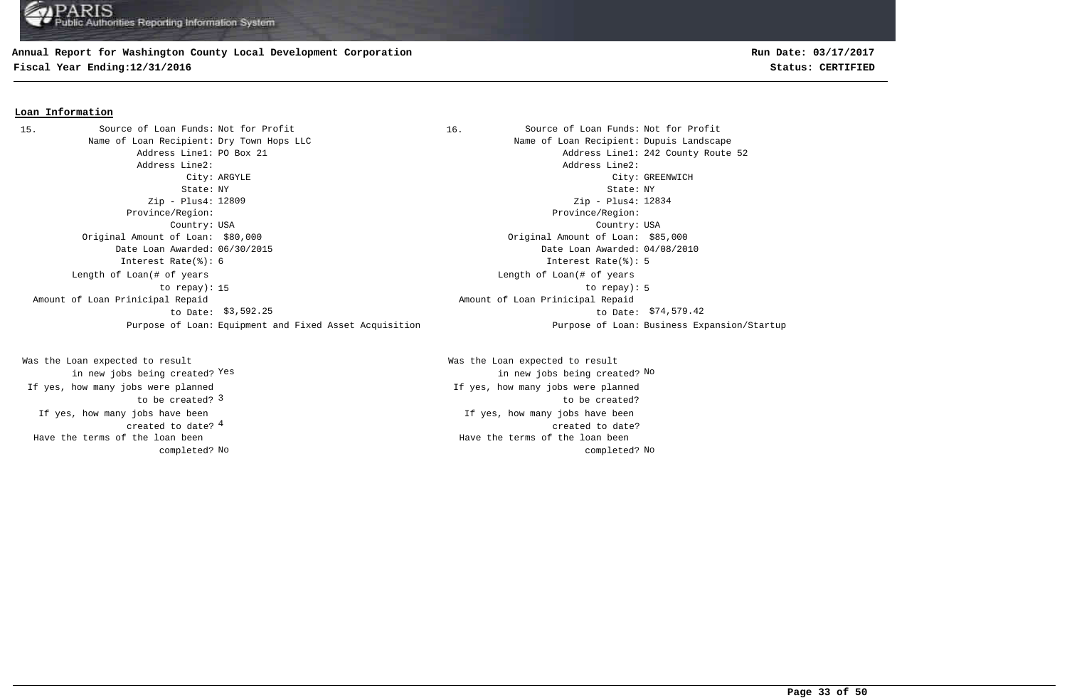**Annual Report for Washington County Local Development Corporation**
**Fiscal Year Ending:12/31/2016**

**Run Date: 03/17/2017**
**Status: CERTIFIED**

## Loan Information

**15.**

| Field | Value |
|---|---|
| Source of Loan Funds: | Not for Profit |
| Name of Loan Recipient: | Dry Town Hops LLC |
| Address Line1: | PO Box 21 |
| Address Line2: | |
| City: | ARGYLE |
| State: | NY |
| Zip - Plus4: | 12809 |
| Province/Region: | |
| Country: | USA |
| Original Amount of Loan: | $80,000 |
| Date Loan Awarded: | 06/30/2015 |
| Interest Rate(%): | 6 |
| Length of Loan(# of years to repay): | 15 |
| Amount of Loan Prinicipal Repaid to Date: | $3,592.25 |
| Purpose of Loan: | Equipment and Fixed Asset Acquisition |
| Was the Loan expected to result in new jobs being created? | Yes |
| If yes, how many jobs were planned to be created? | 3 |
| If yes, how many jobs have been created to date? | 4 |
| Have the terms of the loan been completed? | No |

**16.**

| Field | Value |
|---|---|
| Source of Loan Funds: | Not for Profit |
| Name of Loan Recipient: | Dupuis Landscape |
| Address Line1: | 242 County Route 52 |
| Address Line2: | |
| City: | GREENWICH |
| State: | NY |
| Zip - Plus4: | 12834 |
| Province/Region: | |
| Country: | USA |
| Original Amount of Loan: | $85,000 |
| Date Loan Awarded: | 04/08/2010 |
| Interest Rate(%): | 5 |
| Length of Loan(# of years to repay): | 5 |
| Amount of Loan Prinicipal Repaid to Date: | $74,579.42 |
| Purpose of Loan: | Business Expansion/Startup |
| Was the Loan expected to result in new jobs being created? | No |
| If yes, how many jobs were planned to be created? | |
| If yes, how many jobs have been created to date? | |
| Have the terms of the loan been completed? | No |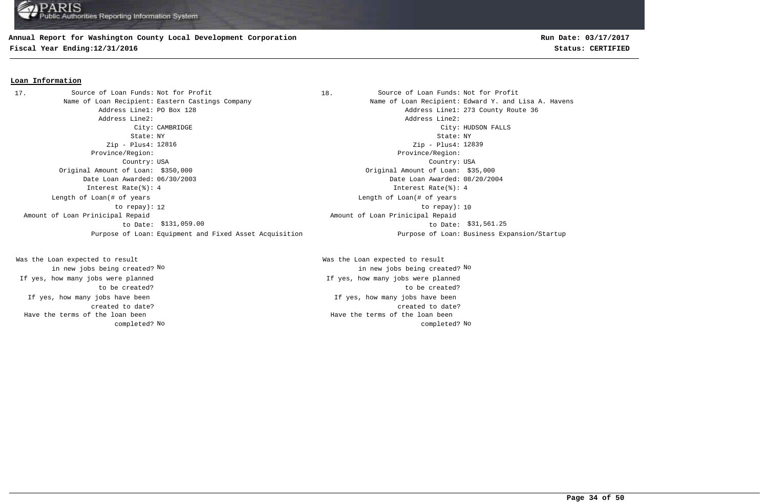## Loan Information

**17.**

Source of Loan Funds: Not for Profit
Name of Loan Recipient: Eastern Castings Company
Address Line1: PO Box 128
Address Line2:
City: CAMBRIDGE
State: NY
Zip - Plus4: 12816
Province/Region:
Country: USA
Original Amount of Loan: $350,000
Date Loan Awarded: 06/30/2003
Interest Rate(%): 4
Length of Loan(# of years to repay): 12
Amount of Loan Prinicipal Repaid to Date: $131,059.00
Purpose of Loan: Equipment and Fixed Asset Acquisition

Was the Loan expected to result in new jobs being created? No
If yes, how many jobs were planned to be created?
If yes, how many jobs have been created to date?
Have the terms of the loan been completed? No

**18.**

Source of Loan Funds: Not for Profit
Name of Loan Recipient: Edward Y. and Lisa A. Havens
Address Line1: 273 County Route 36
Address Line2:
City: HUDSON FALLS
State: NY
Zip - Plus4: 12839
Province/Region:
Country: USA
Original Amount of Loan: $35,000
Date Loan Awarded: 08/20/2004
Interest Rate(%): 4
Length of Loan(# of years to repay): 10
Amount of Loan Prinicipal Repaid to Date: $31,561.25
Purpose of Loan: Business Expansion/Startup

Was the Loan expected to result in new jobs being created? No
If yes, how many jobs were planned to be created?
If yes, how many jobs have been created to date?
Have the terms of the loan been completed? No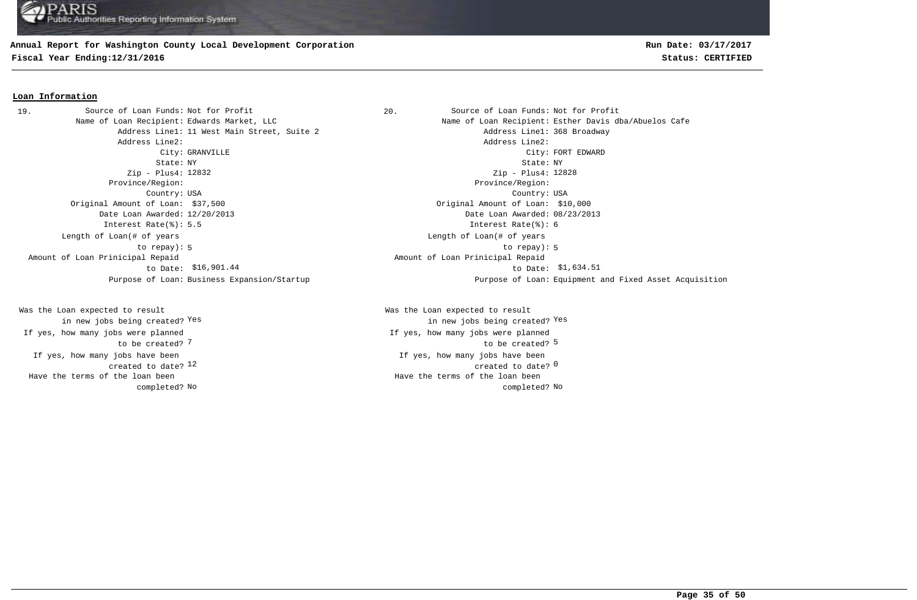**Annual Report for Washington County Local Development Corporation**
**Fiscal Year Ending:12/31/2016**

**Run Date: 03/17/2017**
**Status: CERTIFIED**

## Loan Information

**19.**

Source of Loan Funds: Not for Profit
Name of Loan Recipient: Edwards Market, LLC
Address Line1: 11 West Main Street, Suite 2
Address Line2:
City: GRANVILLE
State: NY
Zip - Plus4: 12832
Province/Region:
Country: USA
Original Amount of Loan: $37,500
Date Loan Awarded: 12/20/2013
Interest Rate(%): 5.5
Length of Loan(# of years to repay): 5
Amount of Loan Prinicipal Repaid to Date: $16,901.44
Purpose of Loan: Business Expansion/Startup

Was the Loan expected to result in new jobs being created? Yes
If yes, how many jobs were planned to be created? 7
If yes, how many jobs have been created to date? 12
Have the terms of the loan been completed? No

**20.**

Source of Loan Funds: Not for Profit
Name of Loan Recipient: Esther Davis dba/Abuelos Cafe
Address Line1: 368 Broadway
Address Line2:
City: FORT EDWARD
State: NY
Zip - Plus4: 12828
Province/Region:
Country: USA
Original Amount of Loan: $10,000
Date Loan Awarded: 08/23/2013
Interest Rate(%): 6
Length of Loan(# of years to repay): 5
Amount of Loan Prinicipal Repaid to Date: $1,634.51
Purpose of Loan: Equipment and Fixed Asset Acquisition

Was the Loan expected to result in new jobs being created? Yes
If yes, how many jobs were planned to be created? 5
If yes, how many jobs have been created to date? 0
Have the terms of the loan been completed? No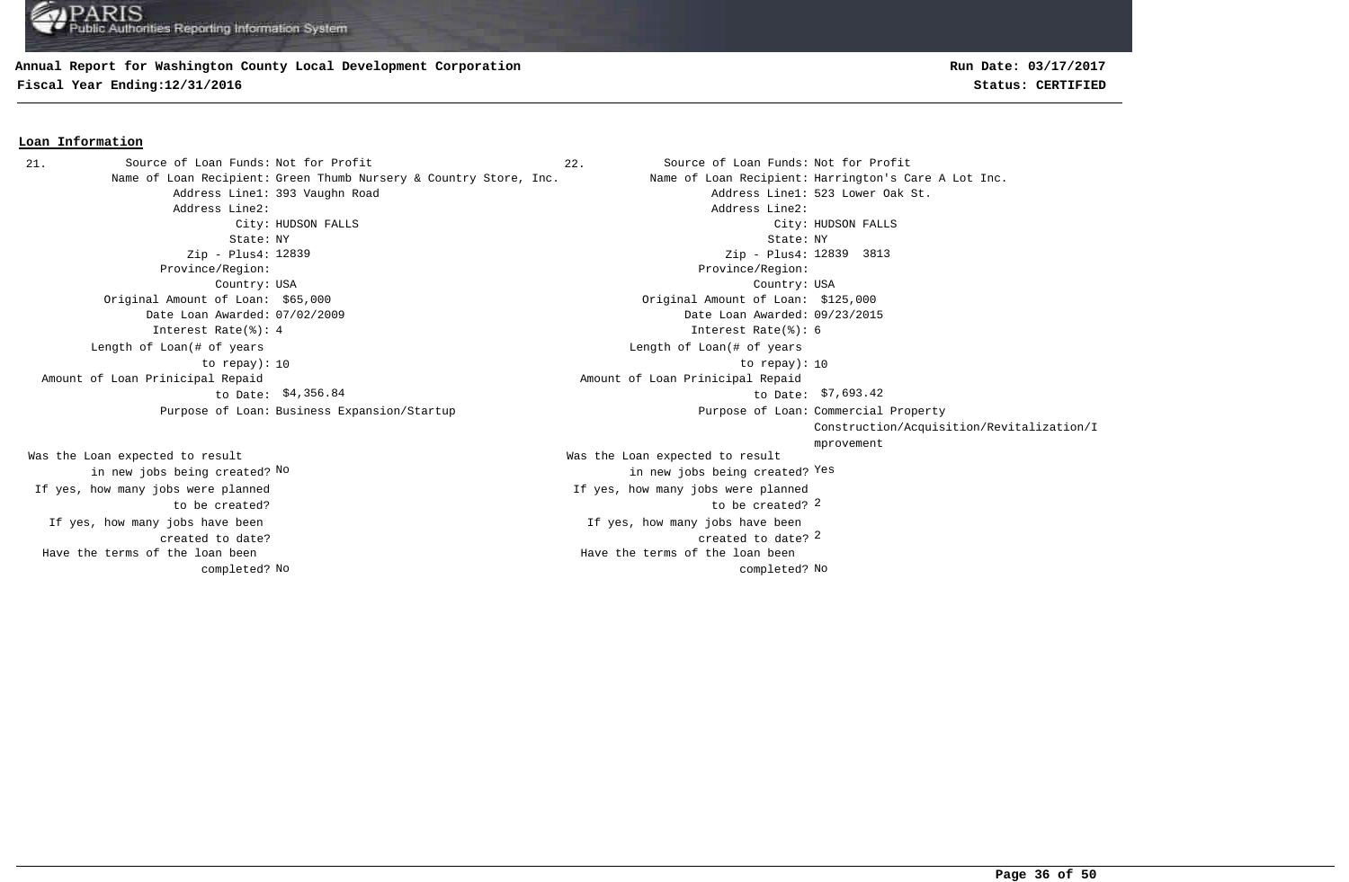**Annual Report for Washington County Local Development Corporation**
**Fiscal Year Ending:12/31/2016**

**Run Date: 03/17/2017**
**Status: CERTIFIED**

## Loan Information

**21.**

| Field | Value |
|---|---|
| Source of Loan Funds: | Not for Profit |
| Name of Loan Recipient: | Green Thumb Nursery & Country Store, Inc. |
| Address Line1: | 393 Vaughn Road |
| Address Line2: | |
| City: | HUDSON FALLS |
| State: | NY |
| Zip - Plus4: | 12839 |
| Province/Region: | |
| Country: | USA |
| Original Amount of Loan: | $65,000 |
| Date Loan Awarded: | 07/02/2009 |
| Interest Rate(%): | 4 |
| Length of Loan(# of years to repay): | 10 |
| Amount of Loan Prinicipal Repaid to Date: | $4,356.84 |
| Purpose of Loan: | Business Expansion/Startup |
| Was the Loan expected to result in new jobs being created? | No |
| If yes, how many jobs were planned to be created? | |
| If yes, how many jobs have been created to date? | |
| Have the terms of the loan been completed? | No |

**22.**

| Field | Value |
|---|---|
| Source of Loan Funds: | Not for Profit |
| Name of Loan Recipient: | Harrington's Care A Lot Inc. |
| Address Line1: | 523 Lower Oak St. |
| Address Line2: | |
| City: | HUDSON FALLS |
| State: | NY |
| Zip - Plus4: | 12839 3813 |
| Province/Region: | |
| Country: | USA |
| Original Amount of Loan: | $125,000 |
| Date Loan Awarded: | 09/23/2015 |
| Interest Rate(%): | 6 |
| Length of Loan(# of years to repay): | 10 |
| Amount of Loan Prinicipal Repaid to Date: | $7,693.42 |
| Purpose of Loan: | Commercial Property Construction/Acquisition/Revitalization/Improvement |
| Was the Loan expected to result in new jobs being created? | Yes |
| If yes, how many jobs were planned to be created? | 2 |
| If yes, how many jobs have been created to date? | 2 |
| Have the terms of the loan been completed? | No |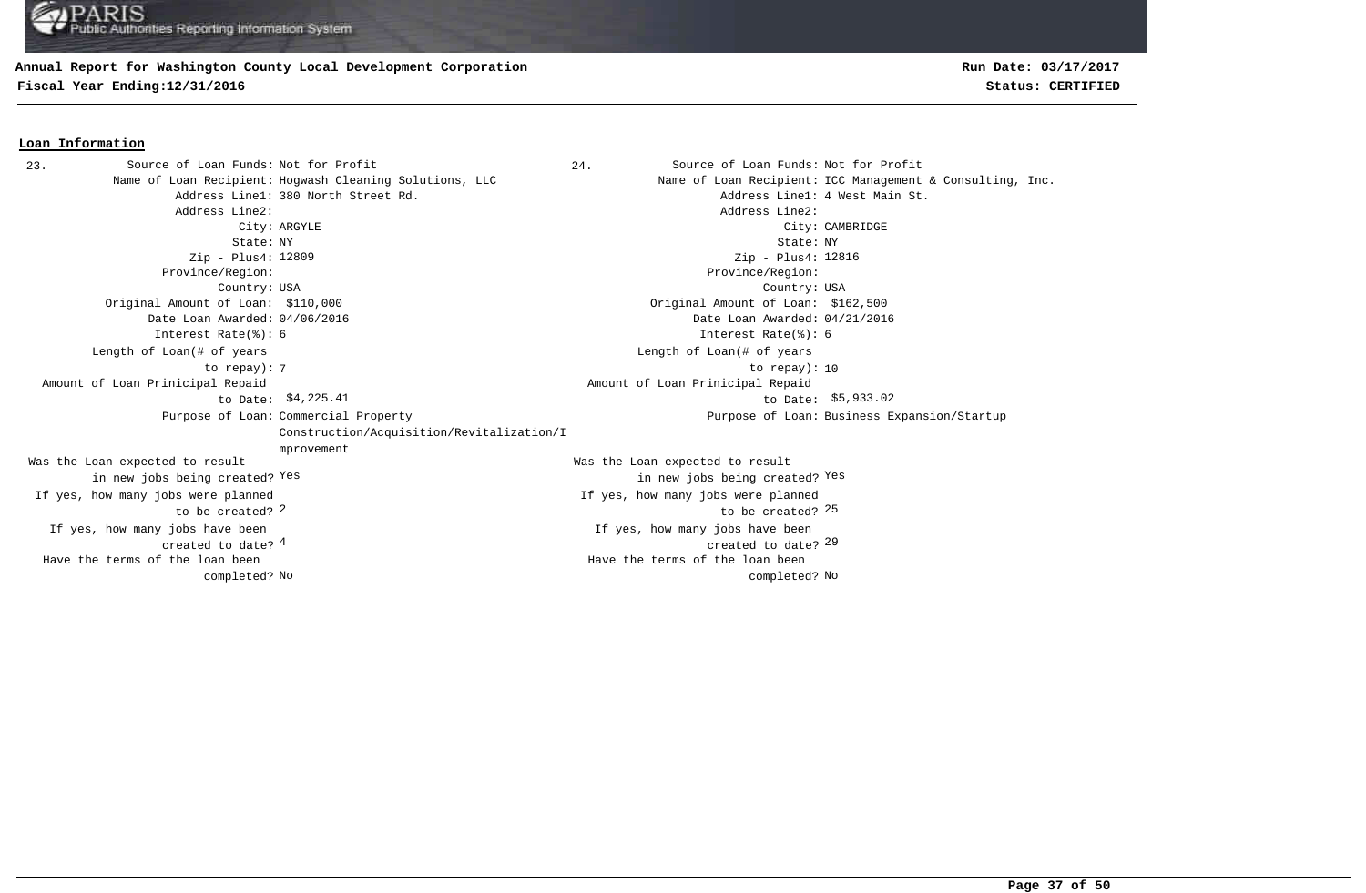**Annual Report for Washington County Local Development Corporation**
**Fiscal Year Ending:12/31/2016**

**Run Date: 03/17/2017**
**Status: CERTIFIED**

## Loan Information

**23.**

| Field | Value |
|---|---|
| Source of Loan Funds: | Not for Profit |
| Name of Loan Recipient: | Hogwash Cleaning Solutions, LLC |
| Address Line1: | 380 North Street Rd. |
| Address Line2: | |
| City: | ARGYLE |
| State: | NY |
| Zip - Plus4: | 12809 |
| Province/Region: | |
| Country: | USA |
| Original Amount of Loan: | $110,000 |
| Date Loan Awarded: | 04/06/2016 |
| Interest Rate(%): | 6 |
| Length of Loan(# of years to repay): | 7 |
| Amount of Loan Prinicipal Repaid to Date: | $4,225.41 |
| Purpose of Loan: | Commercial Property Construction/Acquisition/Revitalization/Improvement |
| Was the Loan expected to result in new jobs being created? | Yes |
| If yes, how many jobs were planned to be created? | 2 |
| If yes, how many jobs have been created to date? | 4 |
| Have the terms of the loan been completed? | No |

**24.**

| Field | Value |
|---|---|
| Source of Loan Funds: | Not for Profit |
| Name of Loan Recipient: | ICC Management & Consulting, Inc. |
| Address Line1: | 4 West Main St. |
| Address Line2: | |
| City: | CAMBRIDGE |
| State: | NY |
| Zip - Plus4: | 12816 |
| Province/Region: | |
| Country: | USA |
| Original Amount of Loan: | $162,500 |
| Date Loan Awarded: | 04/21/2016 |
| Interest Rate(%): | 6 |
| Length of Loan(# of years to repay): | 10 |
| Amount of Loan Prinicipal Repaid to Date: | $5,933.02 |
| Purpose of Loan: | Business Expansion/Startup |
| Was the Loan expected to result in new jobs being created? | Yes |
| If yes, how many jobs were planned to be created? | 25 |
| If yes, how many jobs have been created to date? | 29 |
| Have the terms of the loan been completed? | No |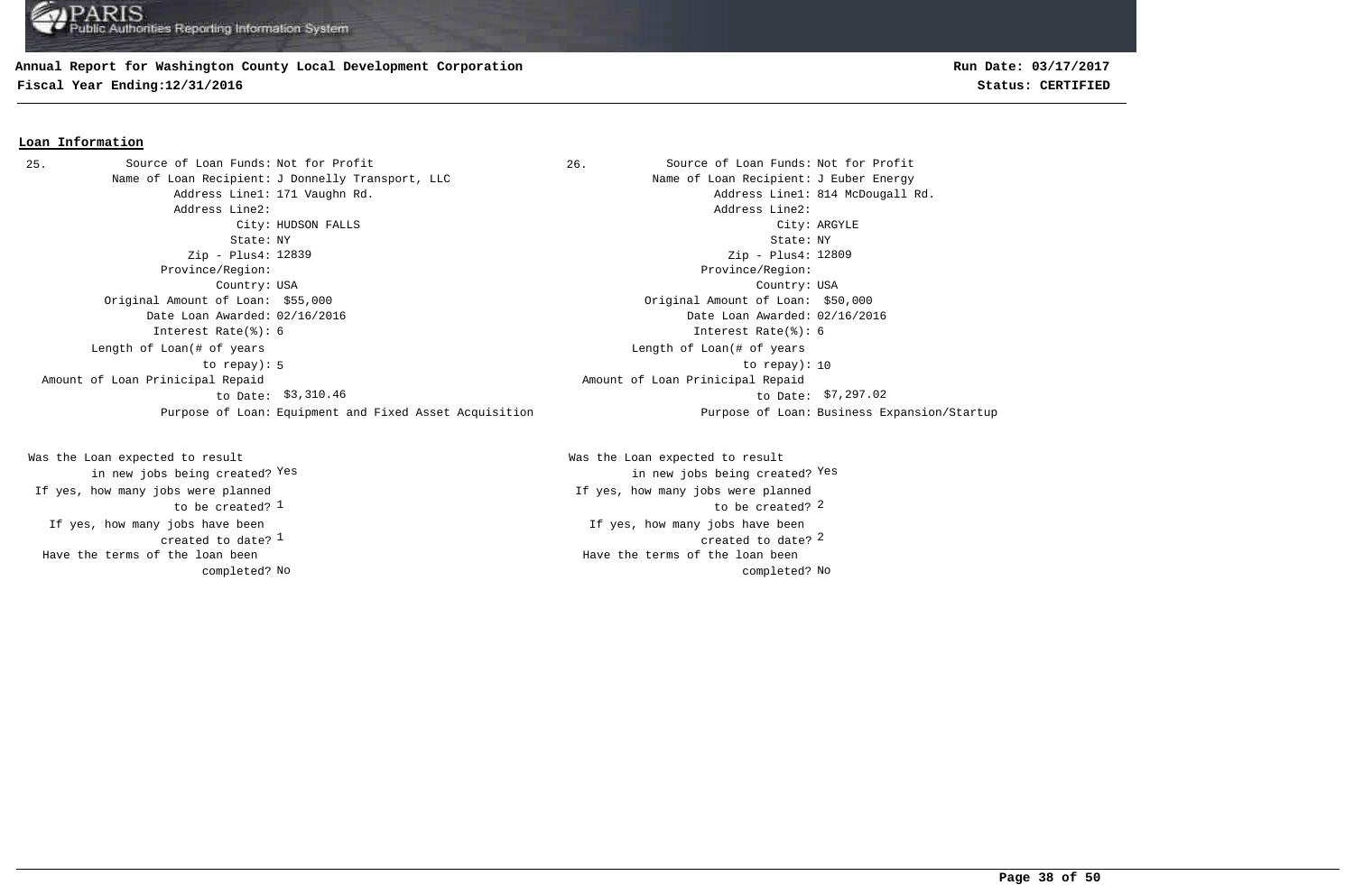**Annual Report for Washington County Local Development Corporation**
**Fiscal Year Ending:12/31/2016**

**Run Date: 03/17/2017**
**Status: CERTIFIED**

## Loan Information

**25.**

| Field | Value |
|---|---|
| Source of Loan Funds: | Not for Profit |
| Name of Loan Recipient: | J Donnelly Transport, LLC |
| Address Line1: | 171 Vaughn Rd. |
| Address Line2: | |
| City: | HUDSON FALLS |
| State: | NY |
| Zip - Plus4: | 12839 |
| Province/Region: | |
| Country: | USA |
| Original Amount of Loan: | $55,000 |
| Date Loan Awarded: | 02/16/2016 |
| Interest Rate(%): | 6 |
| Length of Loan(# of years to repay): | 5 |
| Amount of Loan Prinicipal Repaid to Date: | $3,310.46 |
| Purpose of Loan: | Equipment and Fixed Asset Acquisition |
| Was the Loan expected to result in new jobs being created? | Yes |
| If yes, how many jobs were planned to be created? | 1 |
| If yes, how many jobs have been created to date? | 1 |
| Have the terms of the loan been completed? | No |

**26.**

| Field | Value |
|---|---|
| Source of Loan Funds: | Not for Profit |
| Name of Loan Recipient: | J Euber Energy |
| Address Line1: | 814 McDougall Rd. |
| Address Line2: | |
| City: | ARGYLE |
| State: | NY |
| Zip - Plus4: | 12809 |
| Province/Region: | |
| Country: | USA |
| Original Amount of Loan: | $50,000 |
| Date Loan Awarded: | 02/16/2016 |
| Interest Rate(%): | 6 |
| Length of Loan(# of years to repay): | 10 |
| Amount of Loan Prinicipal Repaid to Date: | $7,297.02 |
| Purpose of Loan: | Business Expansion/Startup |
| Was the Loan expected to result in new jobs being created? | Yes |
| If yes, how many jobs were planned to be created? | 2 |
| If yes, how many jobs have been created to date? | 2 |
| Have the terms of the loan been completed? | No |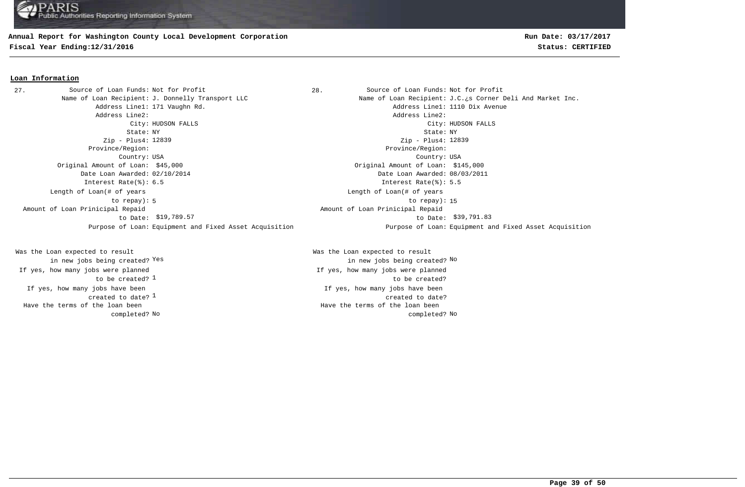**Annual Report for Washington County Local Development Corporation**

**Fiscal Year Ending:12/31/2016**

**Run Date: 03/17/2017**

**Status: CERTIFIED**

**Loan Information**

27.

Source of Loan Funds: Not for Profit
Name of Loan Recipient: J. Donnelly Transport LLC
Address Line1: 171 Vaughn Rd.
Address Line2:
City: HUDSON FALLS
State: NY
Zip - Plus4: 12839
Province/Region:
Country: USA
Original Amount of Loan: $45,000
Date Loan Awarded: 02/10/2014
Interest Rate(%): 6.5
Length of Loan(# of years to repay): 5
Amount of Loan Prinicipal Repaid to Date: $19,789.57
Purpose of Loan: Equipment and Fixed Asset Acquisition

Was the Loan expected to result in new jobs being created? Yes
If yes, how many jobs were planned to be created? 1
If yes, how many jobs have been created to date? 1
Have the terms of the loan been completed? No

28.

Source of Loan Funds: Not for Profit
Name of Loan Recipient: J.C.¿s Corner Deli And Market Inc.
Address Line1: 1110 Dix Avenue
Address Line2:
City: HUDSON FALLS
State: NY
Zip - Plus4: 12839
Province/Region:
Country: USA
Original Amount of Loan: $145,000
Date Loan Awarded: 08/03/2011
Interest Rate(%): 5.5
Length of Loan(# of years to repay): 15
Amount of Loan Prinicipal Repaid to Date: $39,791.83
Purpose of Loan: Equipment and Fixed Asset Acquisition

Was the Loan expected to result in new jobs being created? No
If yes, how many jobs were planned to be created?
If yes, how many jobs have been created to date?
Have the terms of the loan been completed? No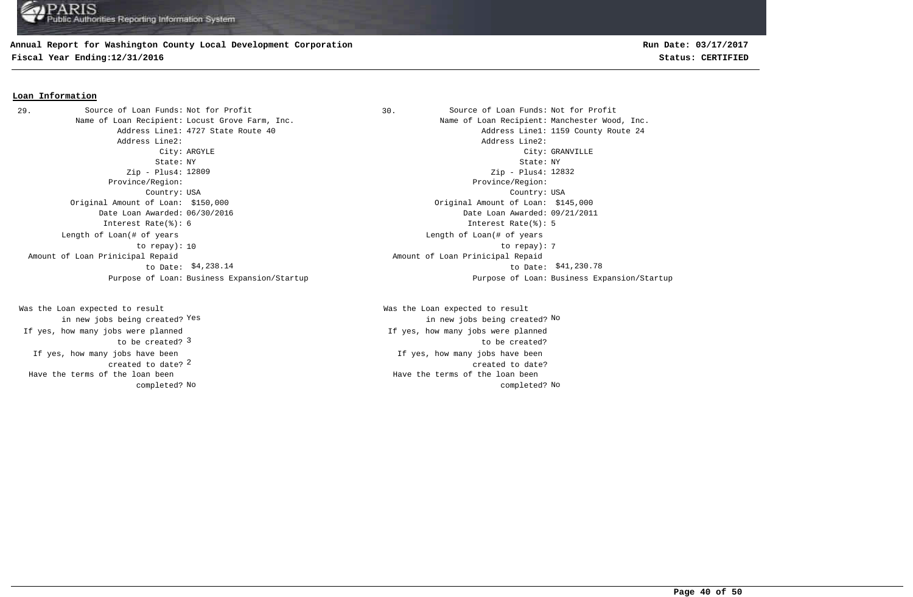**Annual Report for Washington County Local Development Corporation**
**Fiscal Year Ending:12/31/2016**

**Run Date: 03/17/2017**
**Status: CERTIFIED**

## Loan Information

29.

| Field | Value |
|---|---|
| Source of Loan Funds: | Not for Profit |
| Name of Loan Recipient: | Locust Grove Farm, Inc. |
| Address Line1: | 4727 State Route 40 |
| Address Line2: | |
| City: | ARGYLE |
| State: | NY |
| Zip - Plus4: | 12809 |
| Province/Region: | |
| Country: | USA |
| Original Amount of Loan: | $150,000 |
| Date Loan Awarded: | 06/30/2016 |
| Interest Rate(%): | 6 |
| Length of Loan(# of years to repay): | 10 |
| Amount of Loan Prinicipal Repaid to Date: | $4,238.14 |
| Purpose of Loan: | Business Expansion/Startup |
| Was the Loan expected to result in new jobs being created? | Yes |
| If yes, how many jobs were planned to be created? | 3 |
| If yes, how many jobs have been created to date? | 2 |
| Have the terms of the loan been completed? | No |

30.

| Field | Value |
|---|---|
| Source of Loan Funds: | Not for Profit |
| Name of Loan Recipient: | Manchester Wood, Inc. |
| Address Line1: | 1159 County Route 24 |
| Address Line2: | |
| City: | GRANVILLE |
| State: | NY |
| Zip - Plus4: | 12832 |
| Province/Region: | |
| Country: | USA |
| Original Amount of Loan: | $145,000 |
| Date Loan Awarded: | 09/21/2011 |
| Interest Rate(%): | 5 |
| Length of Loan(# of years to repay): | 7 |
| Amount of Loan Prinicipal Repaid to Date: | $41,230.78 |
| Purpose of Loan: | Business Expansion/Startup |
| Was the Loan expected to result in new jobs being created? | No |
| If yes, how many jobs were planned to be created? | |
| If yes, how many jobs have been created to date? | |
| Have the terms of the loan been completed? | No |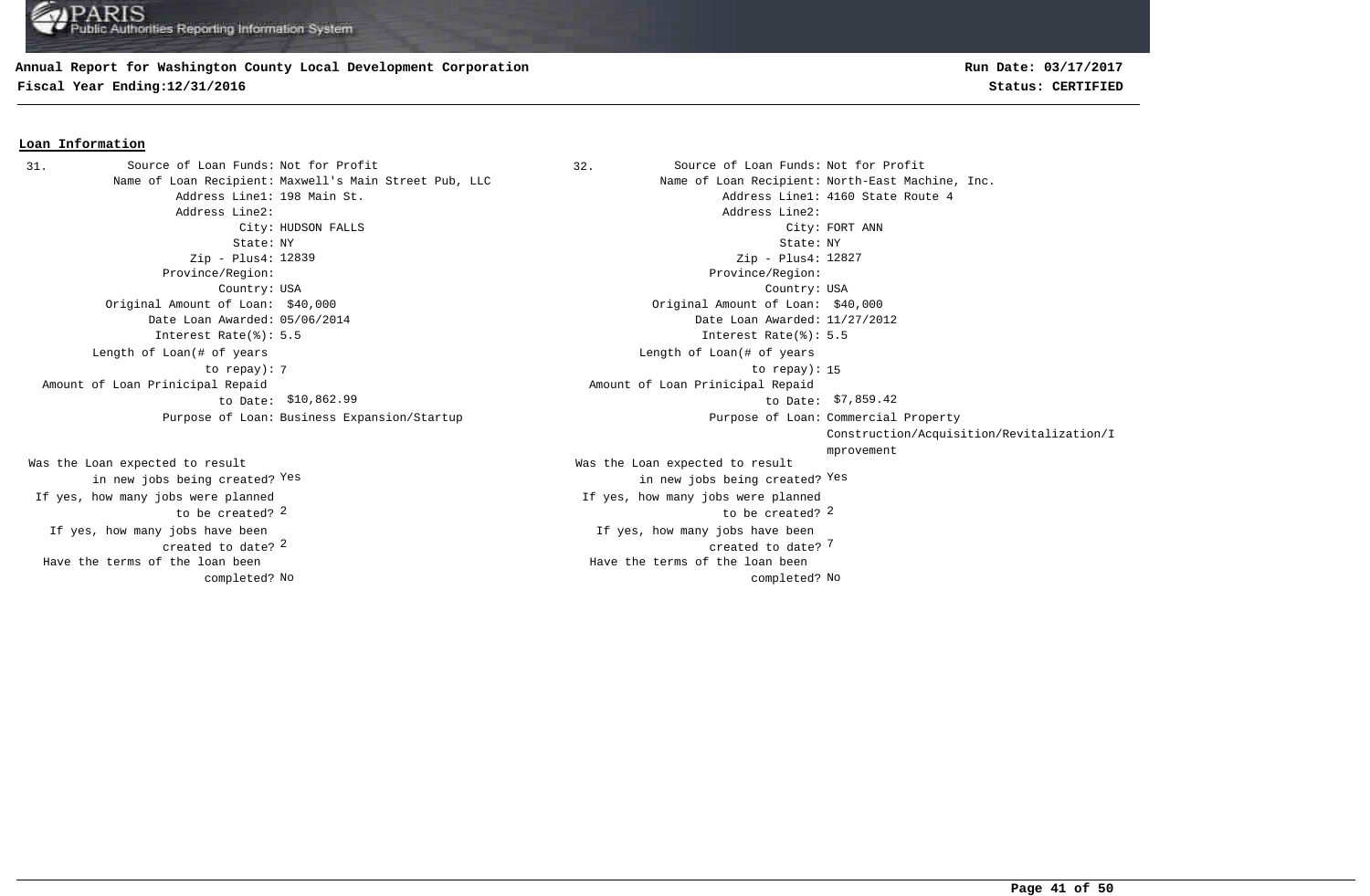**Annual Report for Washington County Local Development Corporation**

**Fiscal Year Ending:12/31/2016**

**Run Date: 03/17/2017**

**Status: CERTIFIED**

## Loan Information

**31.**

- Source of Loan Funds: Not for Profit
- Name of Loan Recipient: Maxwell's Main Street Pub, LLC
- Address Line1: 198 Main St.
- Address Line2:
- City: HUDSON FALLS
- State: NY
- Zip - Plus4: 12839
- Province/Region:
- Country: USA
- Original Amount of Loan: $40,000
- Date Loan Awarded: 05/06/2014
- Interest Rate(%): 5.5
- Length of Loan(# of years to repay): 7
- Amount of Loan Prinicipal Repaid to Date: $10,862.99
- Purpose of Loan: Business Expansion/Startup
- Was the Loan expected to result in new jobs being created? Yes
- If yes, how many jobs were planned to be created? 2
- If yes, how many jobs have been created to date? 2
- Have the terms of the loan been completed? No

**32.**

- Source of Loan Funds: Not for Profit
- Name of Loan Recipient: North-East Machine, Inc.
- Address Line1: 4160 State Route 4
- Address Line2:
- City: FORT ANN
- State: NY
- Zip - Plus4: 12827
- Province/Region:
- Country: USA
- Original Amount of Loan: $40,000
- Date Loan Awarded: 11/27/2012
- Interest Rate(%): 5.5
- Length of Loan(# of years to repay): 15
- Amount of Loan Prinicipal Repaid to Date: $7,859.42
- Purpose of Loan: Commercial Property Construction/Acquisition/Revitalization/Improvement
- Was the Loan expected to result in new jobs being created? Yes
- If yes, how many jobs were planned to be created? 2
- If yes, how many jobs have been created to date? 7
- Have the terms of the loan been completed? No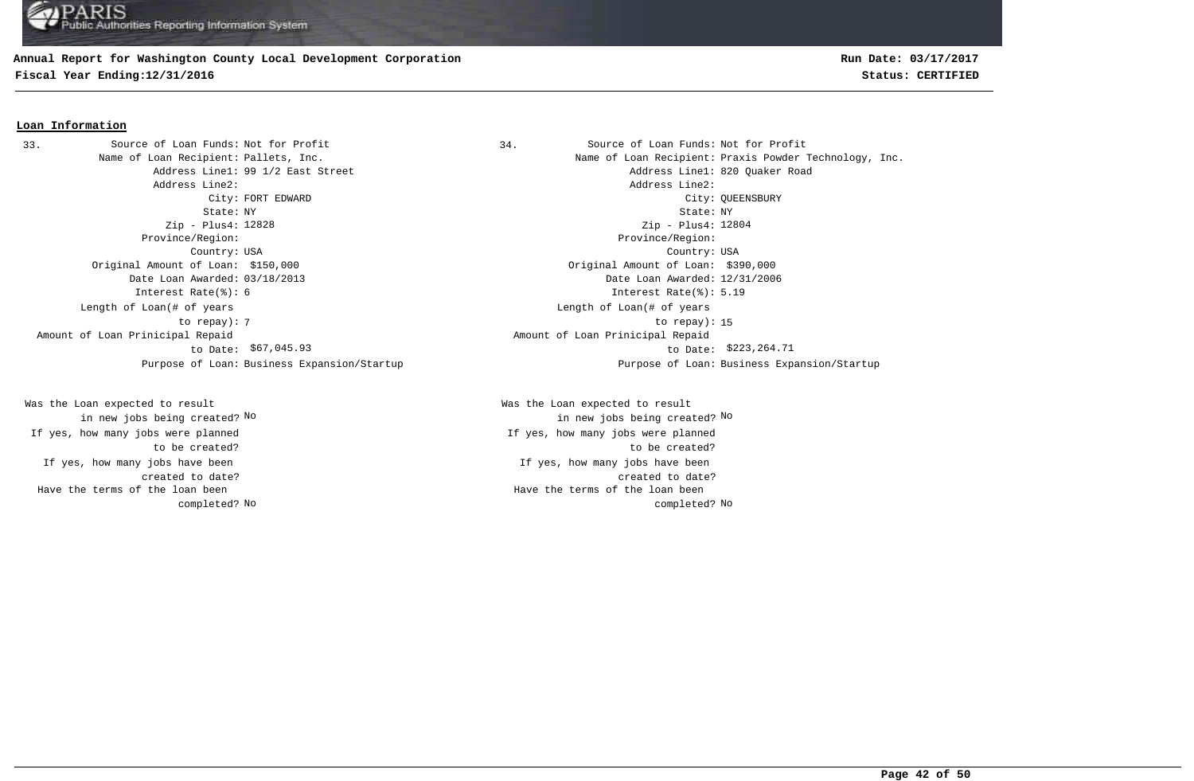**Annual Report for Washington County Local Development Corporation**

**Fiscal Year Ending:12/31/2016**

**Run Date: 03/17/2017**

**Status: CERTIFIED**

## Loan Information

**33.**

Source of Loan Funds: Not for Profit
Name of Loan Recipient: Pallets, Inc.
Address Line1: 99 1/2 East Street
Address Line2:
City: FORT EDWARD
State: NY
Zip - Plus4: 12828
Province/Region:
Country: USA
Original Amount of Loan: $150,000
Date Loan Awarded: 03/18/2013
Interest Rate(%): 6
Length of Loan(# of years to repay): 7
Amount of Loan Prinicipal Repaid to Date: $67,045.93
Purpose of Loan: Business Expansion/Startup

Was the Loan expected to result in new jobs being created? No
If yes, how many jobs were planned to be created?
If yes, how many jobs have been created to date?
Have the terms of the loan been completed? No

**34.**

Source of Loan Funds: Not for Profit
Name of Loan Recipient: Praxis Powder Technology, Inc.
Address Line1: 820 Quaker Road
Address Line2:
City: QUEENSBURY
State: NY
Zip - Plus4: 12804
Province/Region:
Country: USA
Original Amount of Loan: $390,000
Date Loan Awarded: 12/31/2006
Interest Rate(%): 5.19
Length of Loan(# of years to repay): 15
Amount of Loan Prinicipal Repaid to Date: $223,264.71
Purpose of Loan: Business Expansion/Startup

Was the Loan expected to result in new jobs being created? No
If yes, how many jobs were planned to be created?
If yes, how many jobs have been created to date?
Have the terms of the loan been completed? No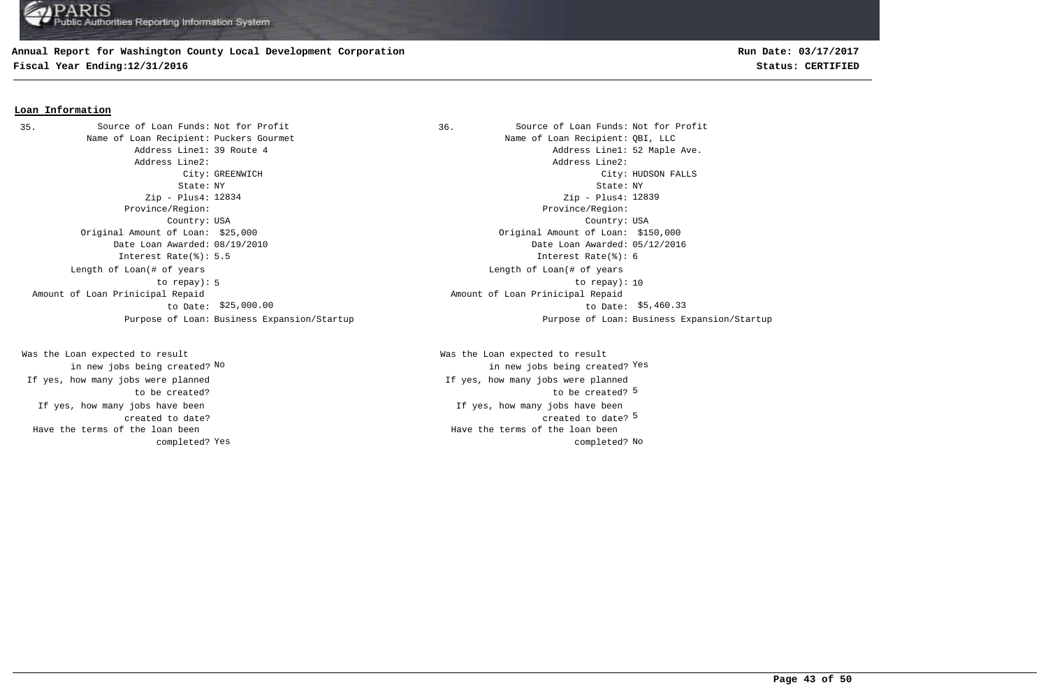**Annual Report for Washington County Local Development Corporation**
**Fiscal Year Ending:12/31/2016**

**Run Date: 03/17/2017**
**Status: CERTIFIED**

## Loan Information

35.

| Field | Value |
|---|---|
| Source of Loan Funds: | Not for Profit |
| Name of Loan Recipient: | Puckers Gourmet |
| Address Line1: | 39 Route 4 |
| Address Line2: | |
| City: | GREENWICH |
| State: | NY |
| Zip - Plus4: | 12834 |
| Province/Region: | |
| Country: | USA |
| Original Amount of Loan: | $25,000 |
| Date Loan Awarded: | 08/19/2010 |
| Interest Rate(%): | 5.5 |
| Length of Loan(# of years to repay): | 5 |
| Amount of Loan Prinicipal Repaid to Date: | $25,000.00 |
| Purpose of Loan: | Business Expansion/Startup |
| Was the Loan expected to result in new jobs being created? | No |
| If yes, how many jobs were planned to be created? | |
| If yes, how many jobs have been created to date? | |
| Have the terms of the loan been completed? | Yes |

36.

| Field | Value |
|---|---|
| Source of Loan Funds: | Not for Profit |
| Name of Loan Recipient: | QBI, LLC |
| Address Line1: | 52 Maple Ave. |
| Address Line2: | |
| City: | HUDSON FALLS |
| State: | NY |
| Zip - Plus4: | 12839 |
| Province/Region: | |
| Country: | USA |
| Original Amount of Loan: | $150,000 |
| Date Loan Awarded: | 05/12/2016 |
| Interest Rate(%): | 6 |
| Length of Loan(# of years to repay): | 10 |
| Amount of Loan Prinicipal Repaid to Date: | $5,460.33 |
| Purpose of Loan: | Business Expansion/Startup |
| Was the Loan expected to result in new jobs being created? | Yes |
| If yes, how many jobs were planned to be created? | 5 |
| If yes, how many jobs have been created to date? | 5 |
| Have the terms of the loan been completed? | No |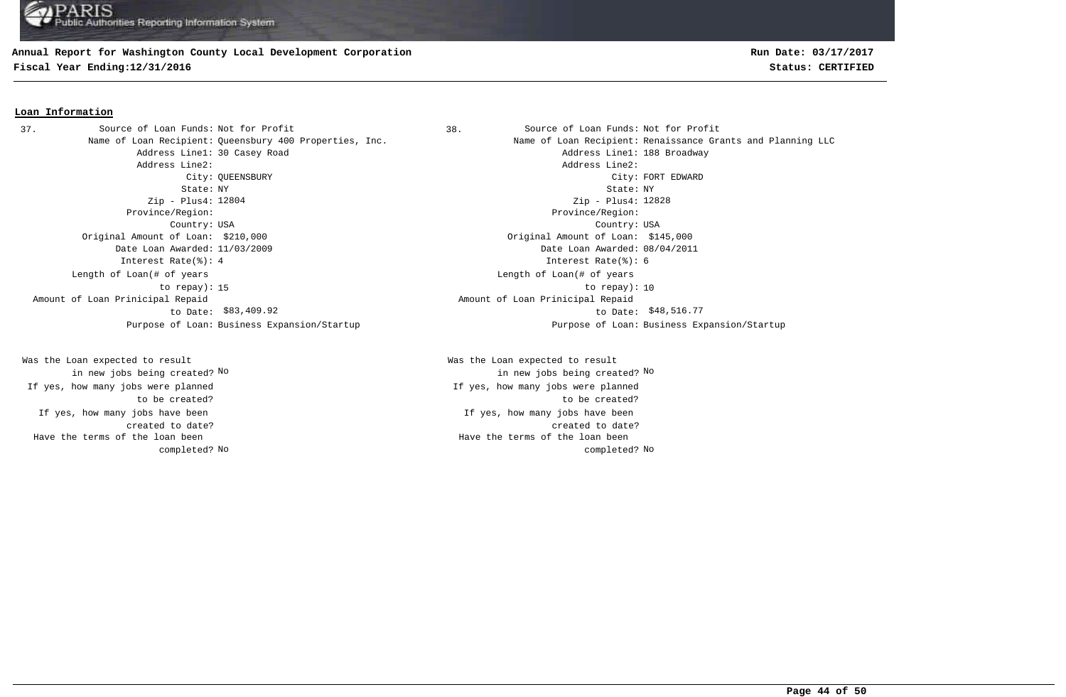**Annual Report for Washington County Local Development Corporation**
**Fiscal Year Ending:12/31/2016**

**Run Date: 03/17/2017**
**Status: CERTIFIED**

## Loan Information

**37.**

| Field | Value |
|---|---|
| Source of Loan Funds: | Not for Profit |
| Name of Loan Recipient: | Queensbury 400 Properties, Inc. |
| Address Line1: | 30 Casey Road |
| Address Line2: | |
| City: | QUEENSBURY |
| State: | NY |
| Zip - Plus4: | 12804 |
| Province/Region: | |
| Country: | USA |
| Original Amount of Loan: | $210,000 |
| Date Loan Awarded: | 11/03/2009 |
| Interest Rate(%): | 4 |
| Length of Loan(# of years to repay): | 15 |
| Amount of Loan Prinicipal Repaid to Date: | $83,409.92 |
| Purpose of Loan: | Business Expansion/Startup |
| Was the Loan expected to result in new jobs being created? | No |
| If yes, how many jobs were planned to be created? | |
| If yes, how many jobs have been created to date? | |
| Have the terms of the loan been completed? | No |

**38.**

| Field | Value |
|---|---|
| Source of Loan Funds: | Not for Profit |
| Name of Loan Recipient: | Renaissance Grants and Planning LLC |
| Address Line1: | 188 Broadway |
| Address Line2: | |
| City: | FORT EDWARD |
| State: | NY |
| Zip - Plus4: | 12828 |
| Province/Region: | |
| Country: | USA |
| Original Amount of Loan: | $145,000 |
| Date Loan Awarded: | 08/04/2011 |
| Interest Rate(%): | 6 |
| Length of Loan(# of years to repay): | 10 |
| Amount of Loan Prinicipal Repaid to Date: | $48,516.77 |
| Purpose of Loan: | Business Expansion/Startup |
| Was the Loan expected to result in new jobs being created? | No |
| If yes, how many jobs were planned to be created? | |
| If yes, how many jobs have been created to date? | |
| Have the terms of the loan been completed? | No |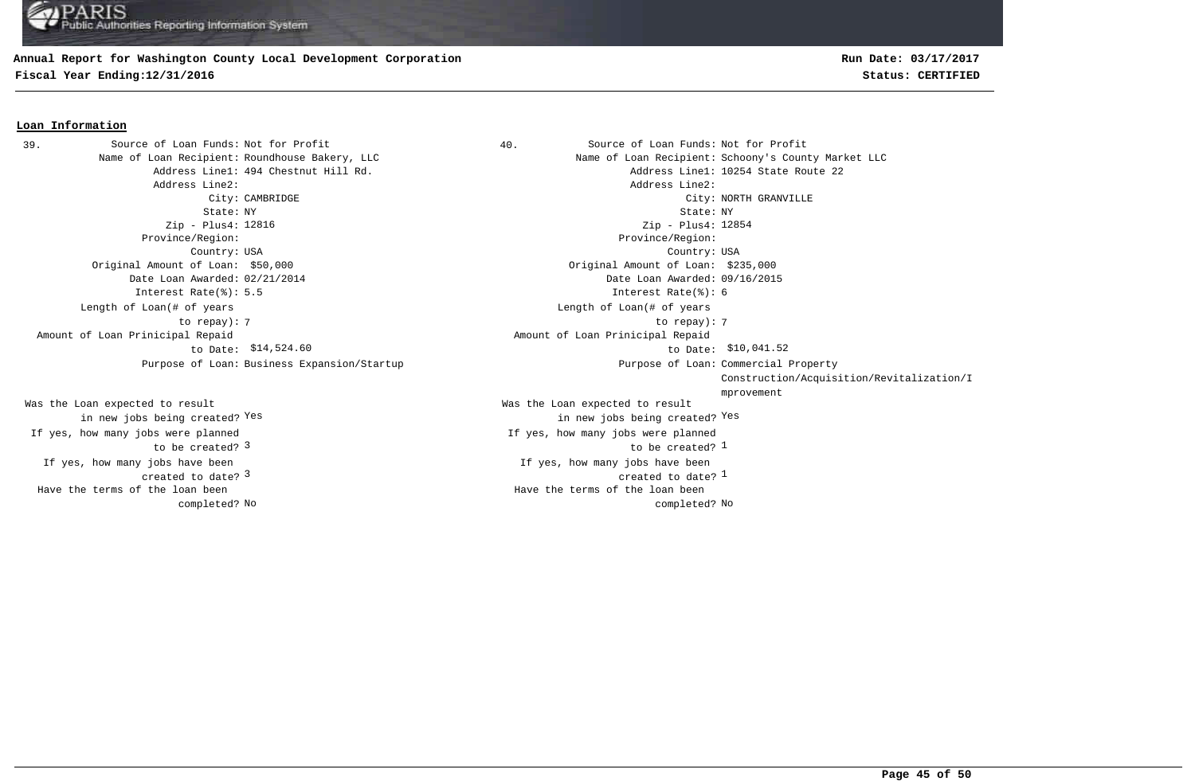**Annual Report for Washington County Local Development Corporation**
**Fiscal Year Ending:12/31/2016**

**Run Date: 03/17/2017**
**Status: CERTIFIED**

**Loan Information**

39.

| Field | Value |
|---|---|
| Source of Loan Funds: | Not for Profit |
| Name of Loan Recipient: | Roundhouse Bakery, LLC |
| Address Line1: | 494 Chestnut Hill Rd. |
| Address Line2: | |
| City: | CAMBRIDGE |
| State: | NY |
| Zip - Plus4: | 12816 |
| Province/Region: | |
| Country: | USA |
| Original Amount of Loan: | $50,000 |
| Date Loan Awarded: | 02/21/2014 |
| Interest Rate(%): | 5.5 |
| Length of Loan(# of years to repay): | 7 |
| Amount of Loan Prinicipal Repaid to Date: | $14,524.60 |
| Purpose of Loan: | Business Expansion/Startup |
| Was the Loan expected to result in new jobs being created? | Yes |
| If yes, how many jobs were planned to be created? | 3 |
| If yes, how many jobs have been created to date? | 3 |
| Have the terms of the loan been completed? | No |

40.

| Field | Value |
|---|---|
| Source of Loan Funds: | Not for Profit |
| Name of Loan Recipient: | Schoony's County Market LLC |
| Address Line1: | 10254 State Route 22 |
| Address Line2: | |
| City: | NORTH GRANVILLE |
| State: | NY |
| Zip - Plus4: | 12854 |
| Province/Region: | |
| Country: | USA |
| Original Amount of Loan: | $235,000 |
| Date Loan Awarded: | 09/16/2015 |
| Interest Rate(%): | 6 |
| Length of Loan(# of years to repay): | 7 |
| Amount of Loan Prinicipal Repaid to Date: | $10,041.52 |
| Purpose of Loan: | Commercial Property Construction/Acquisition/Revitalization/Improvement |
| Was the Loan expected to result in new jobs being created? | Yes |
| If yes, how many jobs were planned to be created? | 1 |
| If yes, how many jobs have been created to date? | 1 |
| Have the terms of the loan been completed? | No |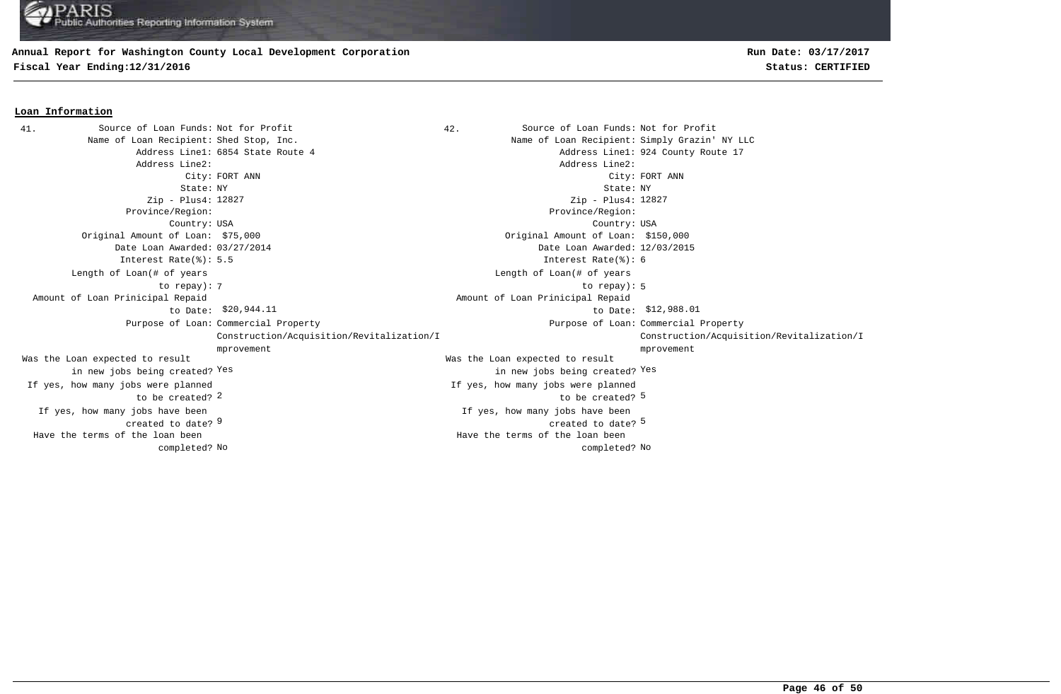**Annual Report for Washington County Local Development Corporation**
**Fiscal Year Ending:12/31/2016**

**Run Date: 03/17/2017**
**Status: CERTIFIED**

## Loan Information

**41.**

| Field | Value |
|---|---|
| Source of Loan Funds: | Not for Profit |
| Name of Loan Recipient: | Shed Stop, Inc. |
| Address Line1: | 6854 State Route 4 |
| Address Line2: | |
| City: | FORT ANN |
| State: | NY |
| Zip - Plus4: | 12827 |
| Province/Region: | |
| Country: | USA |
| Original Amount of Loan: | $75,000 |
| Date Loan Awarded: | 03/27/2014 |
| Interest Rate(%): | 5.5 |
| Length of Loan(# of years to repay): | 7 |
| Amount of Loan Prinicipal Repaid to Date: | $20,944.11 |
| Purpose of Loan: | Commercial Property Construction/Acquisition/Revitalization/Improvement |
| Was the Loan expected to result in new jobs being created? | Yes |
| If yes, how many jobs were planned to be created? | 2 |
| If yes, how many jobs have been created to date? | 9 |
| Have the terms of the loan been completed? | No |

**42.**

| Field | Value |
|---|---|
| Source of Loan Funds: | Not for Profit |
| Name of Loan Recipient: | Simply Grazin' NY LLC |
| Address Line1: | 924 County Route 17 |
| Address Line2: | |
| City: | FORT ANN |
| State: | NY |
| Zip - Plus4: | 12827 |
| Province/Region: | |
| Country: | USA |
| Original Amount of Loan: | $150,000 |
| Date Loan Awarded: | 12/03/2015 |
| Interest Rate(%): | 6 |
| Length of Loan(# of years to repay): | 5 |
| Amount of Loan Prinicipal Repaid to Date: | $12,988.01 |
| Purpose of Loan: | Commercial Property Construction/Acquisition/Revitalization/Improvement |
| Was the Loan expected to result in new jobs being created? | Yes |
| If yes, how many jobs were planned to be created? | 5 |
| If yes, how many jobs have been created to date? | 5 |
| Have the terms of the loan been completed? | No |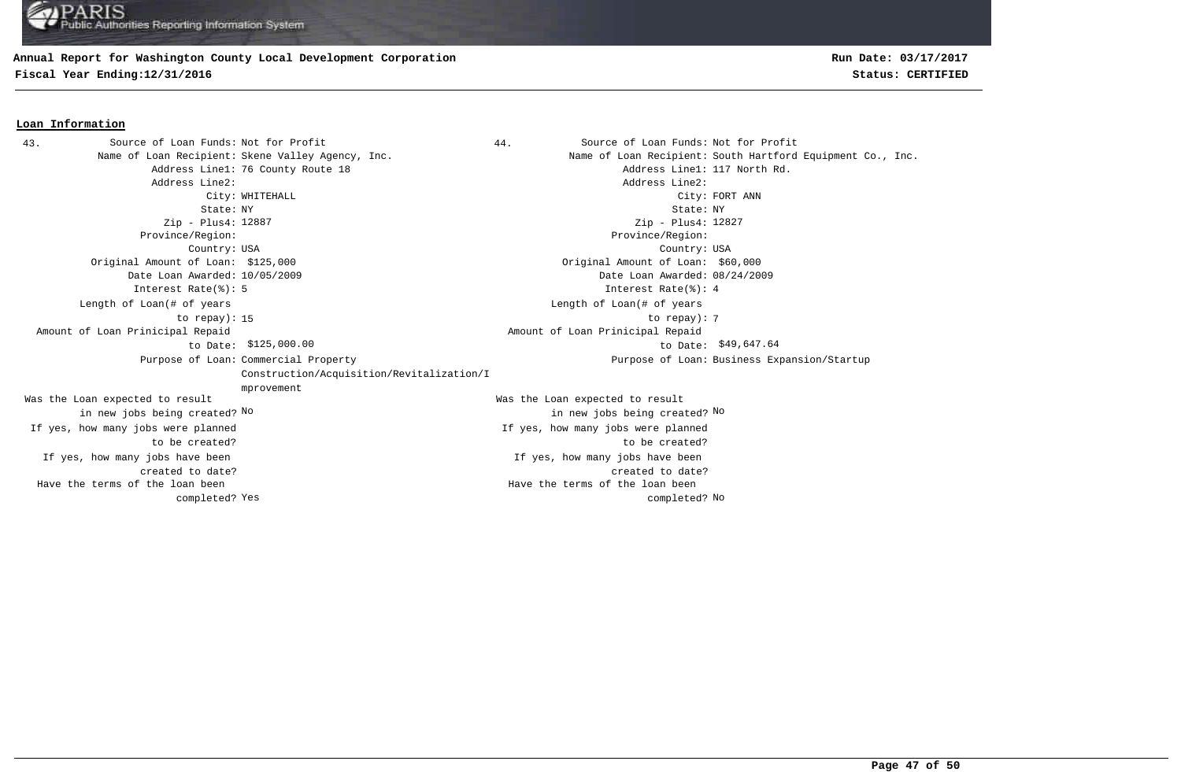**Annual Report for Washington County Local Development Corporation**
**Fiscal Year Ending:12/31/2016**

**Run Date: 03/17/2017**
**Status: CERTIFIED**

## Loan Information

**43.**

Source of Loan Funds: Not for Profit
Name of Loan Recipient: Skene Valley Agency, Inc.
Address Line1: 76 County Route 18
Address Line2:
City: WHITEHALL
State: NY
Zip - Plus4: 12887
Province/Region:
Country: USA
Original Amount of Loan: $125,000
Date Loan Awarded: 10/05/2009
Interest Rate(%): 5
Length of Loan(# of years to repay): 15
Amount of Loan Prinicipal Repaid to Date: $125,000.00
Purpose of Loan: Commercial Property Construction/Acquisition/Revitalization/Improvement
Was the Loan expected to result in new jobs being created? No
If yes, how many jobs were planned to be created?
If yes, how many jobs have been created to date?
Have the terms of the loan been completed? Yes

**44.**

Source of Loan Funds: Not for Profit
Name of Loan Recipient: South Hartford Equipment Co., Inc.
Address Line1: 117 North Rd.
Address Line2:
City: FORT ANN
State: NY
Zip - Plus4: 12827
Province/Region:
Country: USA
Original Amount of Loan: $60,000
Date Loan Awarded: 08/24/2009
Interest Rate(%): 4
Length of Loan(# of years to repay): 7
Amount of Loan Prinicipal Repaid to Date: $49,647.64
Purpose of Loan: Business Expansion/Startup
Was the Loan expected to result in new jobs being created? No
If yes, how many jobs were planned to be created?
If yes, how many jobs have been created to date?
Have the terms of the loan been completed? No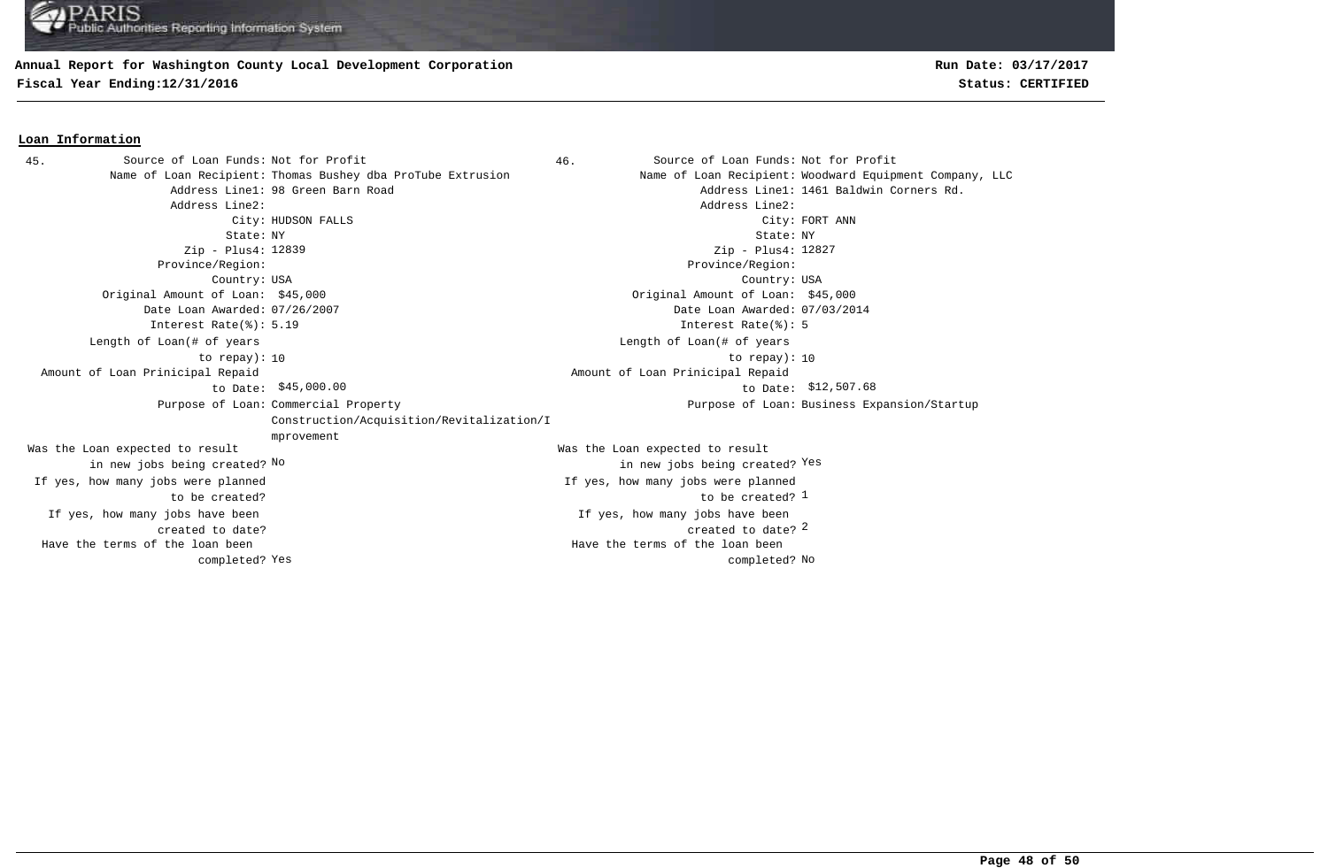**Annual Report for Washington County Local Development Corporation**
**Fiscal Year Ending:12/31/2016**

**Run Date: 03/17/2017**
**Status: CERTIFIED**

## Loan Information

**45.**

- Source of Loan Funds: Not for Profit
- Name of Loan Recipient: Thomas Bushey dba ProTube Extrusion
- Address Line1: 98 Green Barn Road
- Address Line2:
- City: HUDSON FALLS
- State: NY
- Zip - Plus4: 12839
- Province/Region:
- Country: USA
- Original Amount of Loan: $45,000
- Date Loan Awarded: 07/26/2007
- Interest Rate(%): 5.19
- Length of Loan(# of years to repay): 10
- Amount of Loan Prinicipal Repaid to Date: $45,000.00
- Purpose of Loan: Commercial Property Construction/Acquisition/Revitalization/Improvement
- Was the Loan expected to result in new jobs being created? No
- If yes, how many jobs were planned to be created?
- If yes, how many jobs have been created to date?
- Have the terms of the loan been completed? Yes

**46.**

- Source of Loan Funds: Not for Profit
- Name of Loan Recipient: Woodward Equipment Company, LLC
- Address Line1: 1461 Baldwin Corners Rd.
- Address Line2:
- City: FORT ANN
- State: NY
- Zip - Plus4: 12827
- Province/Region:
- Country: USA
- Original Amount of Loan: $45,000
- Date Loan Awarded: 07/03/2014
- Interest Rate(%): 5
- Length of Loan(# of years to repay): 10
- Amount of Loan Prinicipal Repaid to Date: $12,507.68
- Purpose of Loan: Business Expansion/Startup
- Was the Loan expected to result in new jobs being created? Yes
- If yes, how many jobs were planned to be created? 1
- If yes, how many jobs have been created to date? 2
- Have the terms of the loan been completed? No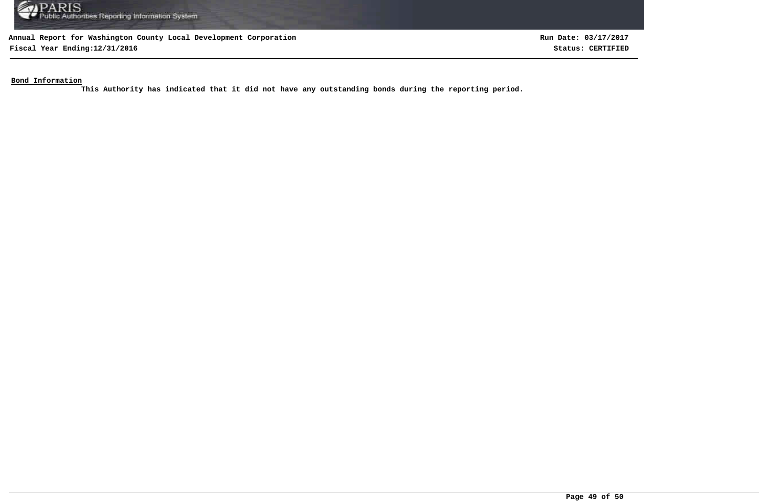**Bond Information**

This Authority has indicated that it did not have any outstanding bonds during the reporting period.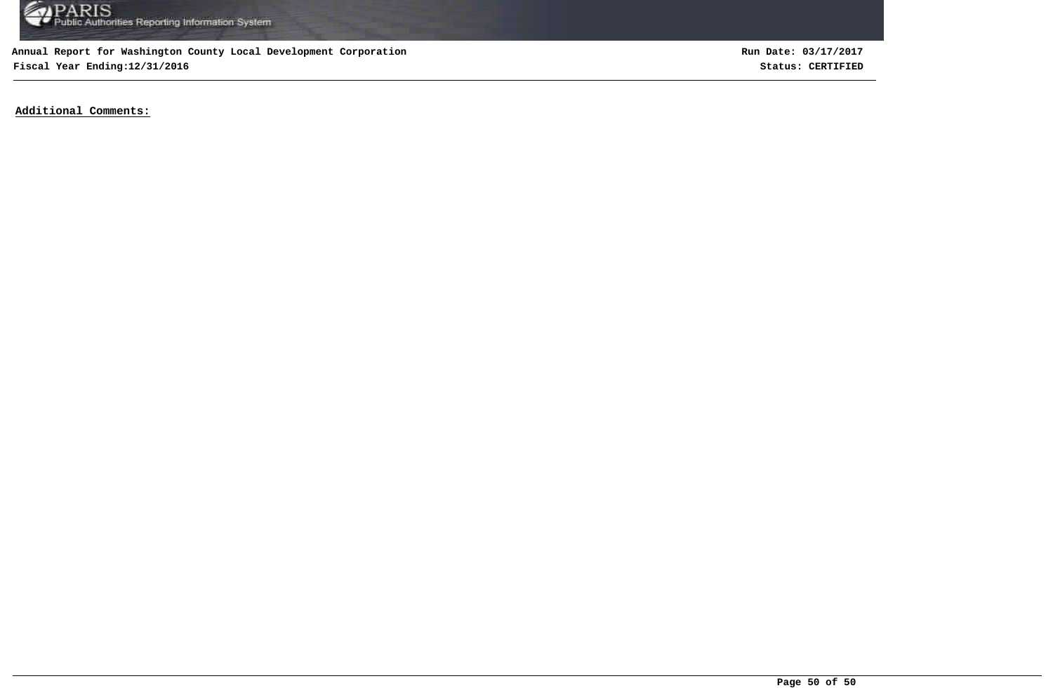**Additional Comments:**